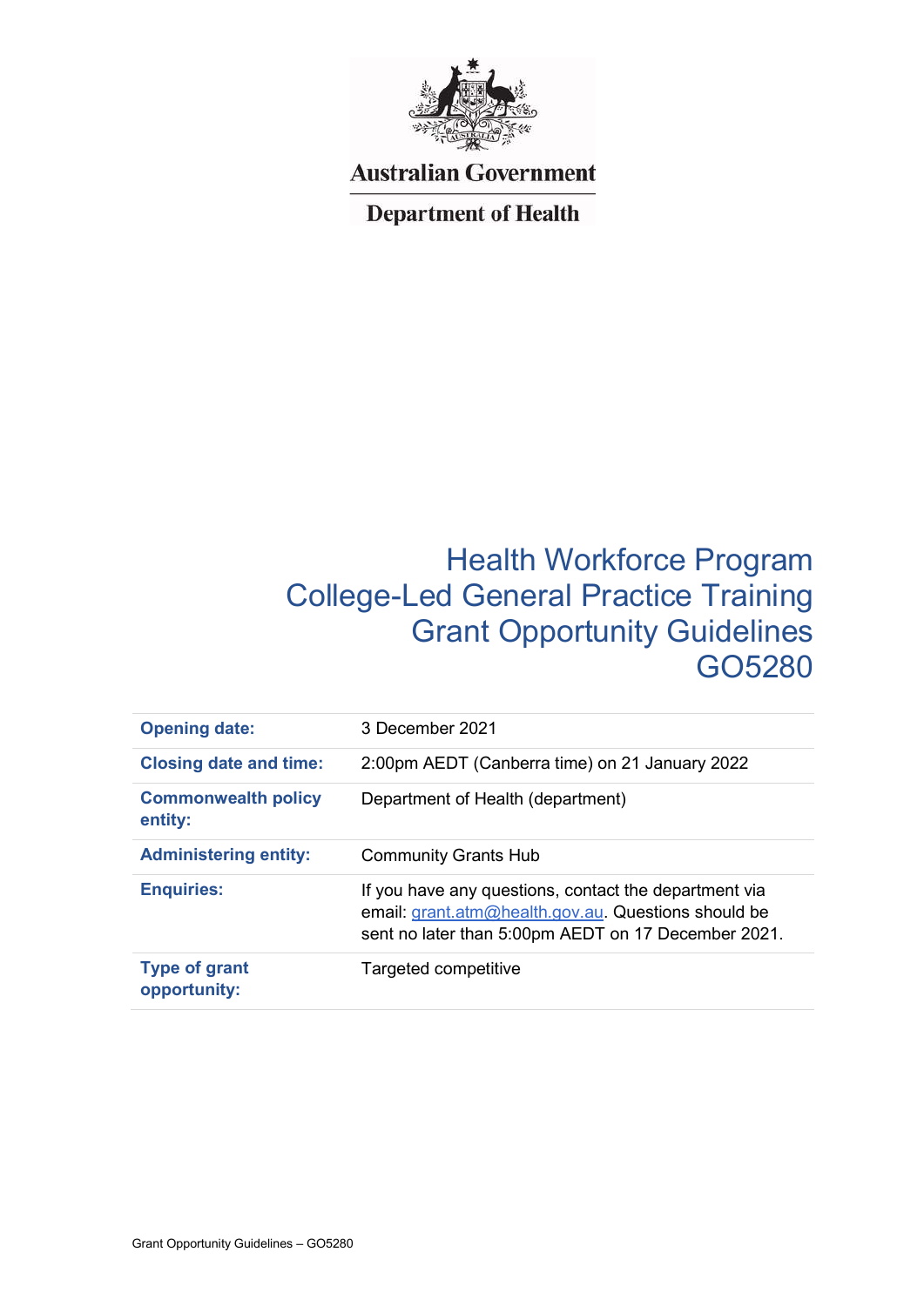Australian Government

Department of Health

# Health Workforce Program College-Led General Practice Training Grant Opportunity Guidelines GO5280

| | |
|---|---|
| **Opening date:** | 3 December 2021 |
| **Closing date and time:** | 2:00pm AEDT (Canberra time) on 21 January 2022 |
| **Commonwealth policy entity:** | Department of Health (department) |
| **Administering entity:** | Community Grants Hub |
| **Enquiries:** | If you have any questions, contact the department via email: grant.atm@health.gov.au. Questions should be sent no later than 5:00pm AEDT on 17 December 2021. |
| **Type of grant opportunity:** | Targeted competitive |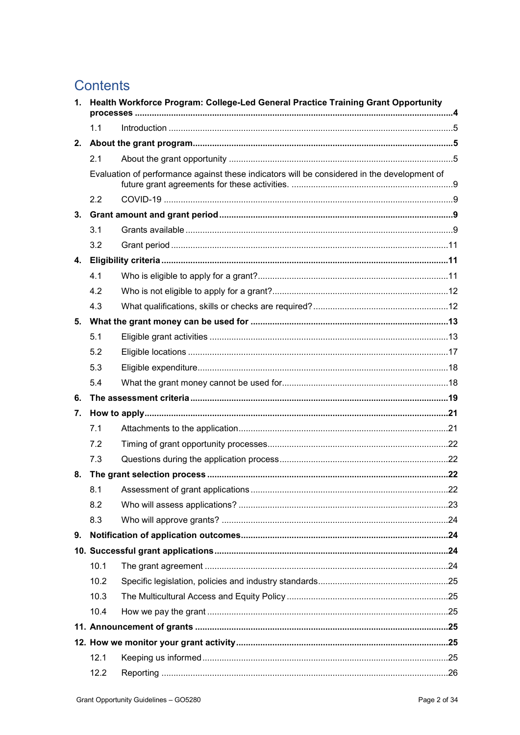# Contents

1. **Health Workforce Program: College-Led General Practice Training Grant Opportunity processes** ..... 4
   - 1.1 Introduction ..... 5
2. **About the grant program** ..... 5
   - 2.1 About the grant opportunity ..... 5
   - Evaluation of performance against these indicators will be considered in the development of future grant agreements for these activities. ..... 9
   - 2.2 COVID-19 ..... 9
3. **Grant amount and grant period** ..... 9
   - 3.1 Grants available ..... 9
   - 3.2 Grant period ..... 11
4. **Eligibility criteria** ..... 11
   - 4.1 Who is eligible to apply for a grant? ..... 11
   - 4.2 Who is not eligible to apply for a grant? ..... 12
   - 4.3 What qualifications, skills or checks are required? ..... 12
5. **What the grant money can be used for** ..... 13
   - 5.1 Eligible grant activities ..... 13
   - 5.2 Eligible locations ..... 17
   - 5.3 Eligible expenditure ..... 18
   - 5.4 What the grant money cannot be used for ..... 18
6. **The assessment criteria** ..... 19
7. **How to apply** ..... 21
   - 7.1 Attachments to the application ..... 21
   - 7.2 Timing of grant opportunity processes ..... 22
   - 7.3 Questions during the application process ..... 22
8. **The grant selection process** ..... 22
   - 8.1 Assessment of grant applications ..... 22
   - 8.2 Who will assess applications? ..... 23
   - 8.3 Who will approve grants? ..... 24
9. **Notification of application outcomes** ..... 24
10. **Successful grant applications** ..... 24
    - 10.1 The grant agreement ..... 24
    - 10.2 Specific legislation, policies and industry standards ..... 25
    - 10.3 The Multicultural Access and Equity Policy ..... 25
    - 10.4 How we pay the grant ..... 25
11. **Announcement of grants** ..... 25
12. **How we monitor your grant activity** ..... 25
    - 12.1 Keeping us informed ..... 25
    - 12.2 Reporting ..... 26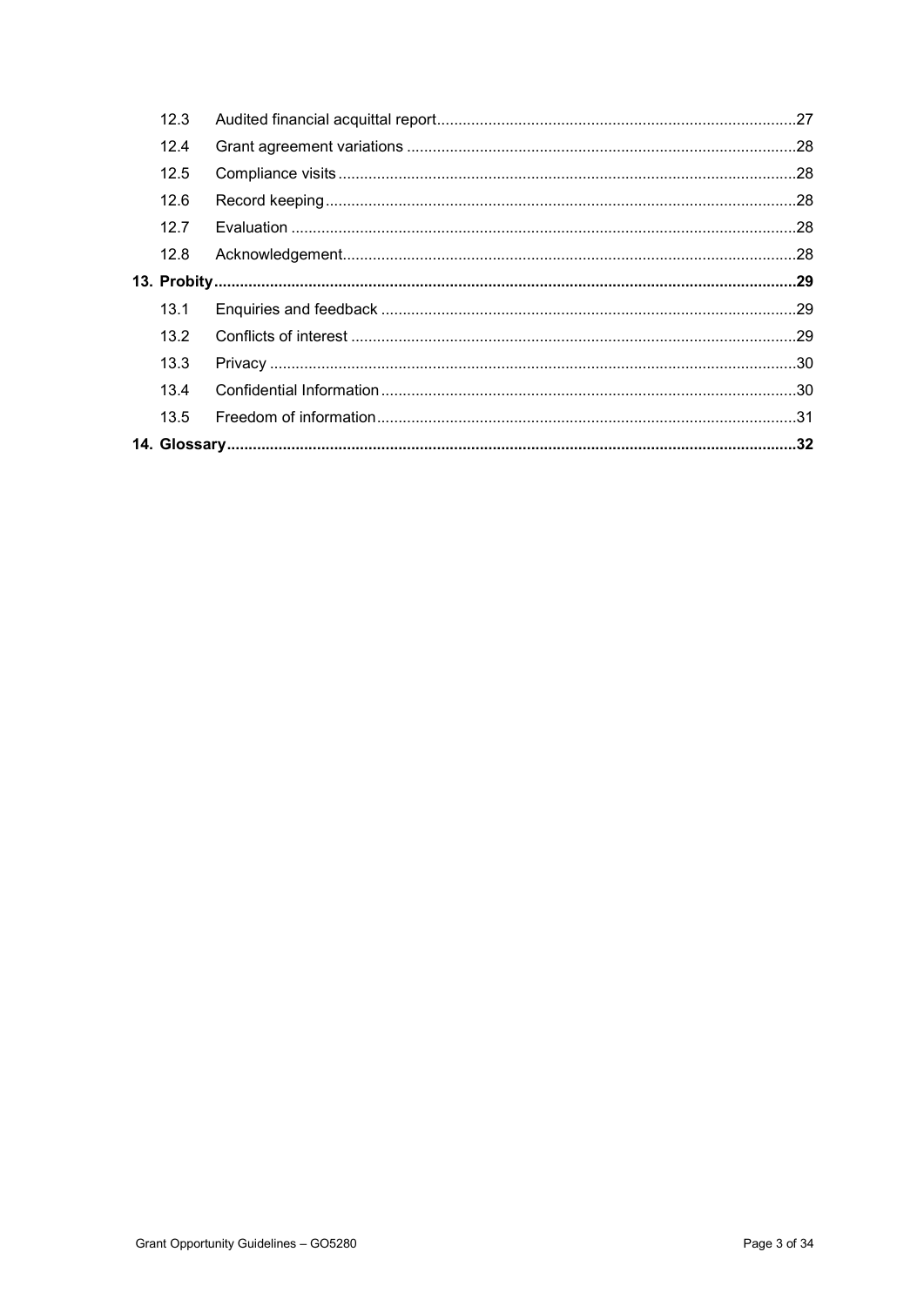| | | |
|---|---|---|
| 12.3 | Audited financial acquittal report | 27 |
| 12.4 | Grant agreement variations | 28 |
| 12.5 | Compliance visits | 28 |
| 12.6 | Record keeping | 28 |
| 12.7 | Evaluation | 28 |
| 12.8 | Acknowledgement | 28 |
| **13. Probity** | | **29** |
| 13.1 | Enquiries and feedback | 29 |
| 13.2 | Conflicts of interest | 29 |
| 13.3 | Privacy | 30 |
| 13.4 | Confidential Information | 30 |
| 13.5 | Freedom of information | 31 |
| **14. Glossary** | | **32** |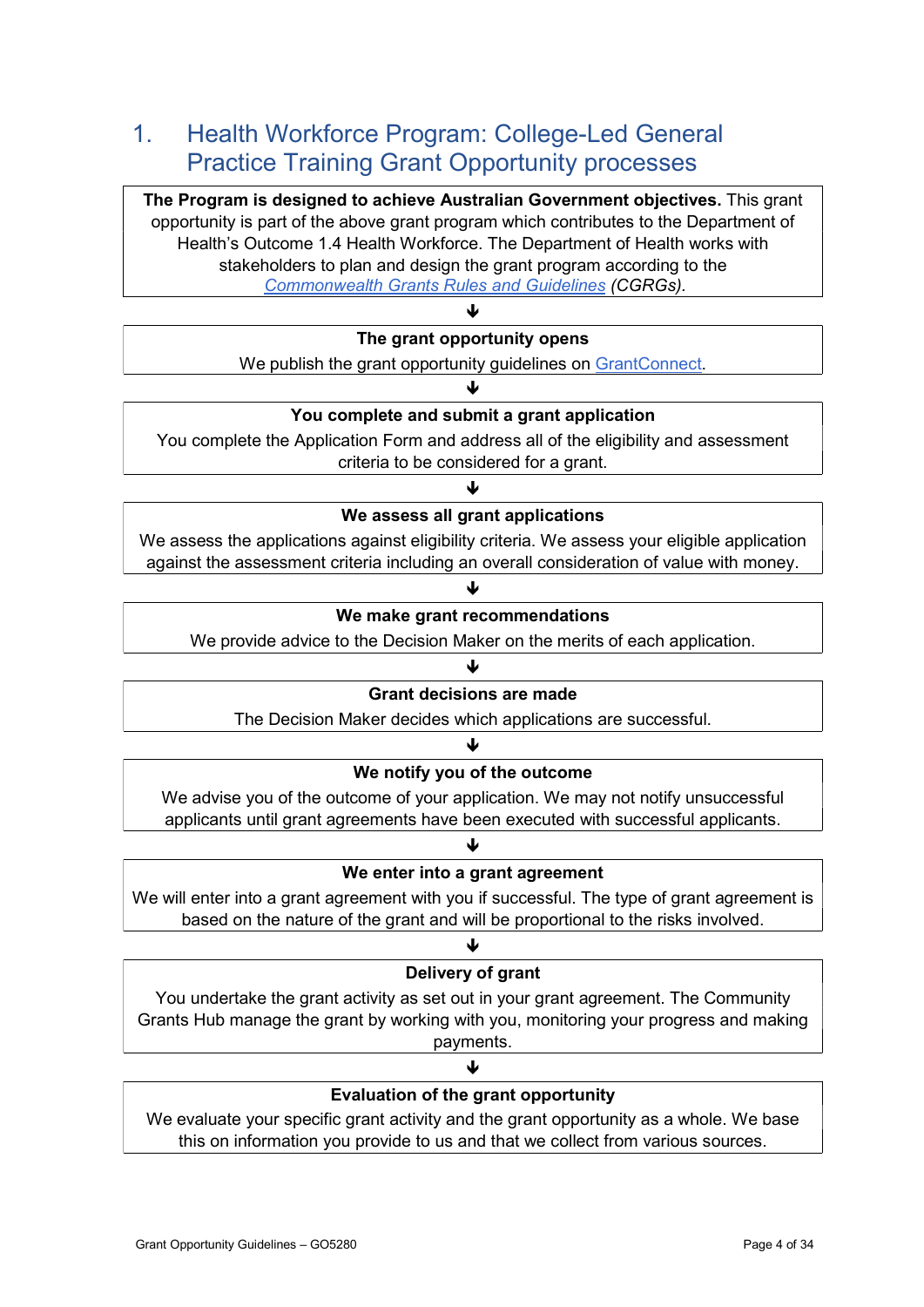# 1. Health Workforce Program: College-Led General Practice Training Grant Opportunity processes

**The Program is designed to achieve Australian Government objectives.** This grant opportunity is part of the above grant program which contributes to the Department of Health's Outcome 1.4 Health Workforce. The Department of Health works with stakeholders to plan and design the grant program according to the *Commonwealth Grants Rules and Guidelines (CGRGs).*

↓

**The grant opportunity opens**

We publish the grant opportunity guidelines on GrantConnect.

↓

**You complete and submit a grant application**

You complete the Application Form and address all of the eligibility and assessment criteria to be considered for a grant.

↓

**We assess all grant applications**

We assess the applications against eligibility criteria. We assess your eligible application against the assessment criteria including an overall consideration of value with money.

↓

**We make grant recommendations**

We provide advice to the Decision Maker on the merits of each application.

↓

**Grant decisions are made**

The Decision Maker decides which applications are successful.

↓

**We notify you of the outcome**

We advise you of the outcome of your application. We may not notify unsuccessful applicants until grant agreements have been executed with successful applicants.

↓

**We enter into a grant agreement**

We will enter into a grant agreement with you if successful. The type of grant agreement is based on the nature of the grant and will be proportional to the risks involved.

↓

**Delivery of grant**

You undertake the grant activity as set out in your grant agreement. The Community Grants Hub manage the grant by working with you, monitoring your progress and making payments.

↓

**Evaluation of the grant opportunity**

We evaluate your specific grant activity and the grant opportunity as a whole. We base this on information you provide to us and that we collect from various sources.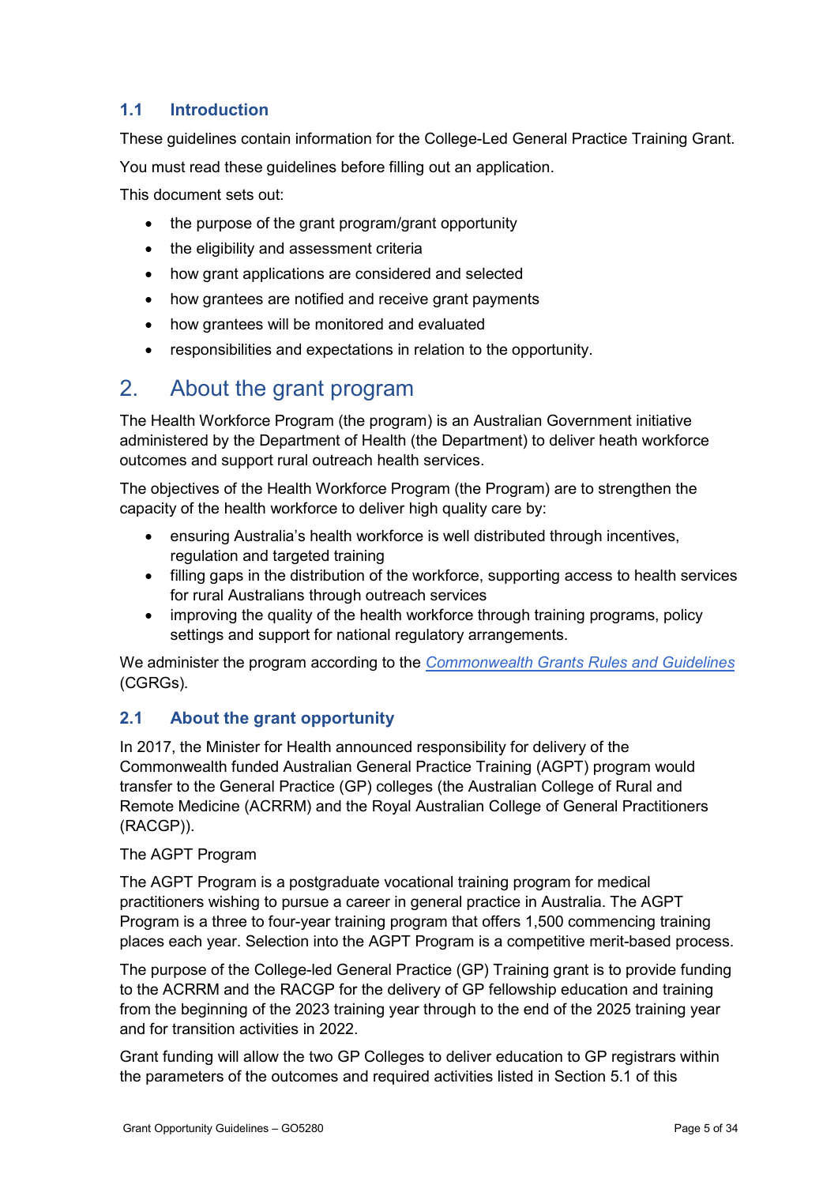### 1.1 Introduction

These guidelines contain information for the College-Led General Practice Training Grant.

You must read these guidelines before filling out an application.

This document sets out:

- the purpose of the grant program/grant opportunity
- the eligibility and assessment criteria
- how grant applications are considered and selected
- how grantees are notified and receive grant payments
- how grantees will be monitored and evaluated
- responsibilities and expectations in relation to the opportunity.

## 2. About the grant program

The Health Workforce Program (the program) is an Australian Government initiative administered by the Department of Health (the Department) to deliver heath workforce outcomes and support rural outreach health services.

The objectives of the Health Workforce Program (the Program) are to strengthen the capacity of the health workforce to deliver high quality care by:

- ensuring Australia's health workforce is well distributed through incentives, regulation and targeted training
- filling gaps in the distribution of the workforce, supporting access to health services for rural Australians through outreach services
- improving the quality of the health workforce through training programs, policy settings and support for national regulatory arrangements.

We administer the program according to the *Commonwealth Grants Rules and Guidelines* (CGRGs).

### 2.1 About the grant opportunity

In 2017, the Minister for Health announced responsibility for delivery of the Commonwealth funded Australian General Practice Training (AGPT) program would transfer to the General Practice (GP) colleges (the Australian College of Rural and Remote Medicine (ACRRM) and the Royal Australian College of General Practitioners (RACGP)).

The AGPT Program

The AGPT Program is a postgraduate vocational training program for medical practitioners wishing to pursue a career in general practice in Australia. The AGPT Program is a three to four-year training program that offers 1,500 commencing training places each year. Selection into the AGPT Program is a competitive merit-based process.

The purpose of the College-led General Practice (GP) Training grant is to provide funding to the ACRRM and the RACGP for the delivery of GP fellowship education and training from the beginning of the 2023 training year through to the end of the 2025 training year and for transition activities in 2022.

Grant funding will allow the two GP Colleges to deliver education to GP registrars within the parameters of the outcomes and required activities listed in Section 5.1 of this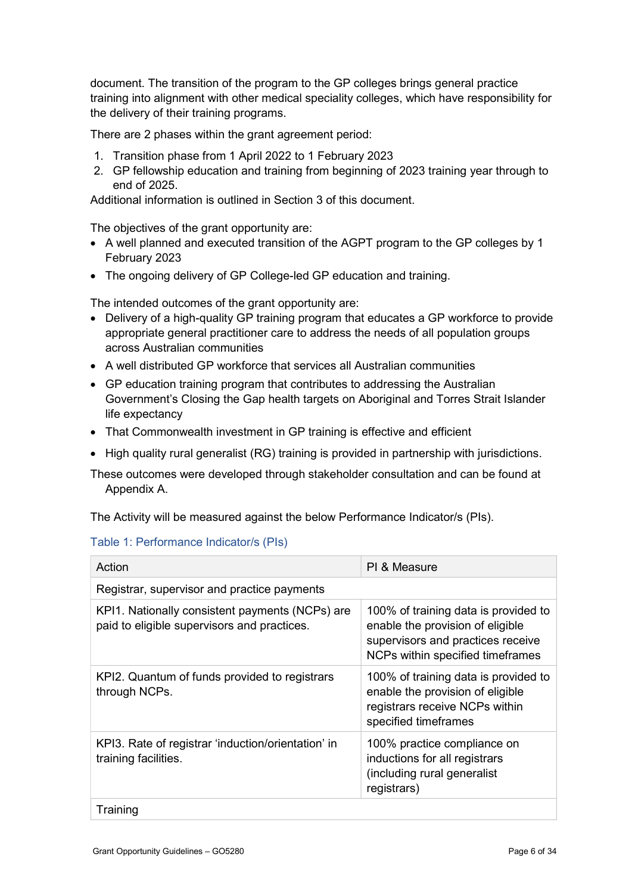document. The transition of the program to the GP colleges brings general practice training into alignment with other medical speciality colleges, which have responsibility for the delivery of their training programs.

There are 2 phases within the grant agreement period:

1. Transition phase from 1 April 2022 to 1 February 2023
2. GP fellowship education and training from beginning of 2023 training year through to end of 2025.

Additional information is outlined in Section 3 of this document.

The objectives of the grant opportunity are:

- A well planned and executed transition of the AGPT program to the GP colleges by 1 February 2023
- The ongoing delivery of GP College-led GP education and training.

The intended outcomes of the grant opportunity are:

- Delivery of a high-quality GP training program that educates a GP workforce to provide appropriate general practitioner care to address the needs of all population groups across Australian communities
- A well distributed GP workforce that services all Australian communities
- GP education training program that contributes to addressing the Australian Government's Closing the Gap health targets on Aboriginal and Torres Strait Islander life expectancy
- That Commonwealth investment in GP training is effective and efficient
- High quality rural generalist (RG) training is provided in partnership with jurisdictions.

These outcomes were developed through stakeholder consultation and can be found at Appendix A.

The Activity will be measured against the below Performance Indicator/s (PIs).

Table 1: Performance Indicator/s (PIs)

| Action | PI & Measure |
| --- | --- |
| Registrar, supervisor and practice payments | |
| KPI1. Nationally consistent payments (NCPs) are paid to eligible supervisors and practices. | 100% of training data is provided to enable the provision of eligible supervisors and practices receive NCPs within specified timeframes |
| KPI2. Quantum of funds provided to registrars through NCPs. | 100% of training data is provided to enable the provision of eligible registrars receive NCPs within specified timeframes |
| KPI3. Rate of registrar 'induction/orientation' in training facilities. | 100% practice compliance on inductions for all registrars (including rural generalist registrars) |
| Training | |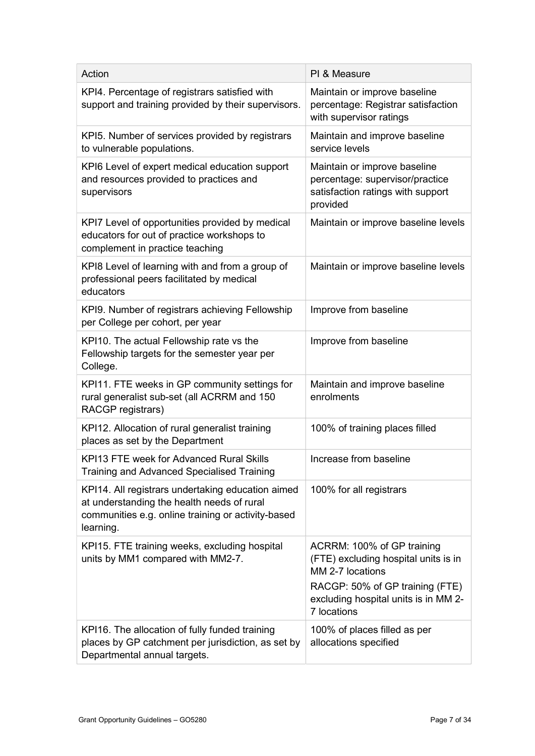| Action | PI & Measure |
|---|---|
| KPI4. Percentage of registrars satisfied with support and training provided by their supervisors. | Maintain or improve baseline percentage: Registrar satisfaction with supervisor ratings |
| KPI5. Number of services provided by registrars to vulnerable populations. | Maintain and improve baseline service levels |
| KPI6 Level of expert medical education support and resources provided to practices and supervisors | Maintain or improve baseline percentage: supervisor/practice satisfaction ratings with support provided |
| KPI7 Level of opportunities provided by medical educators for out of practice workshops to complement in practice teaching | Maintain or improve baseline levels |
| KPI8 Level of learning with and from a group of professional peers facilitated by medical educators | Maintain or improve baseline levels |
| KPI9. Number of registrars achieving Fellowship per College per cohort, per year | Improve from baseline |
| KPI10. The actual Fellowship rate vs the Fellowship targets for the semester year per College. | Improve from baseline |
| KPI11. FTE weeks in GP community settings for rural generalist sub-set (all ACRRM and 150 RACGP registrars) | Maintain and improve baseline enrolments |
| KPI12. Allocation of rural generalist training places as set by the Department | 100% of training places filled |
| KPI13 FTE week for Advanced Rural Skills Training and Advanced Specialised Training | Increase from baseline |
| KPI14. All registrars undertaking education aimed at understanding the health needs of rural communities e.g. online training or activity-based learning. | 100% for all registrars |
| KPI15. FTE training weeks, excluding hospital units by MM1 compared with MM2-7. | ACRRM: 100% of GP training (FTE) excluding hospital units is in MM 2-7 locations<br><br>RACGP: 50% of GP training (FTE) excluding hospital units is in MM 2-7 locations |
| KPI16. The allocation of fully funded training places by GP catchment per jurisdiction, as set by Departmental annual targets. | 100% of places filled as per allocations specified |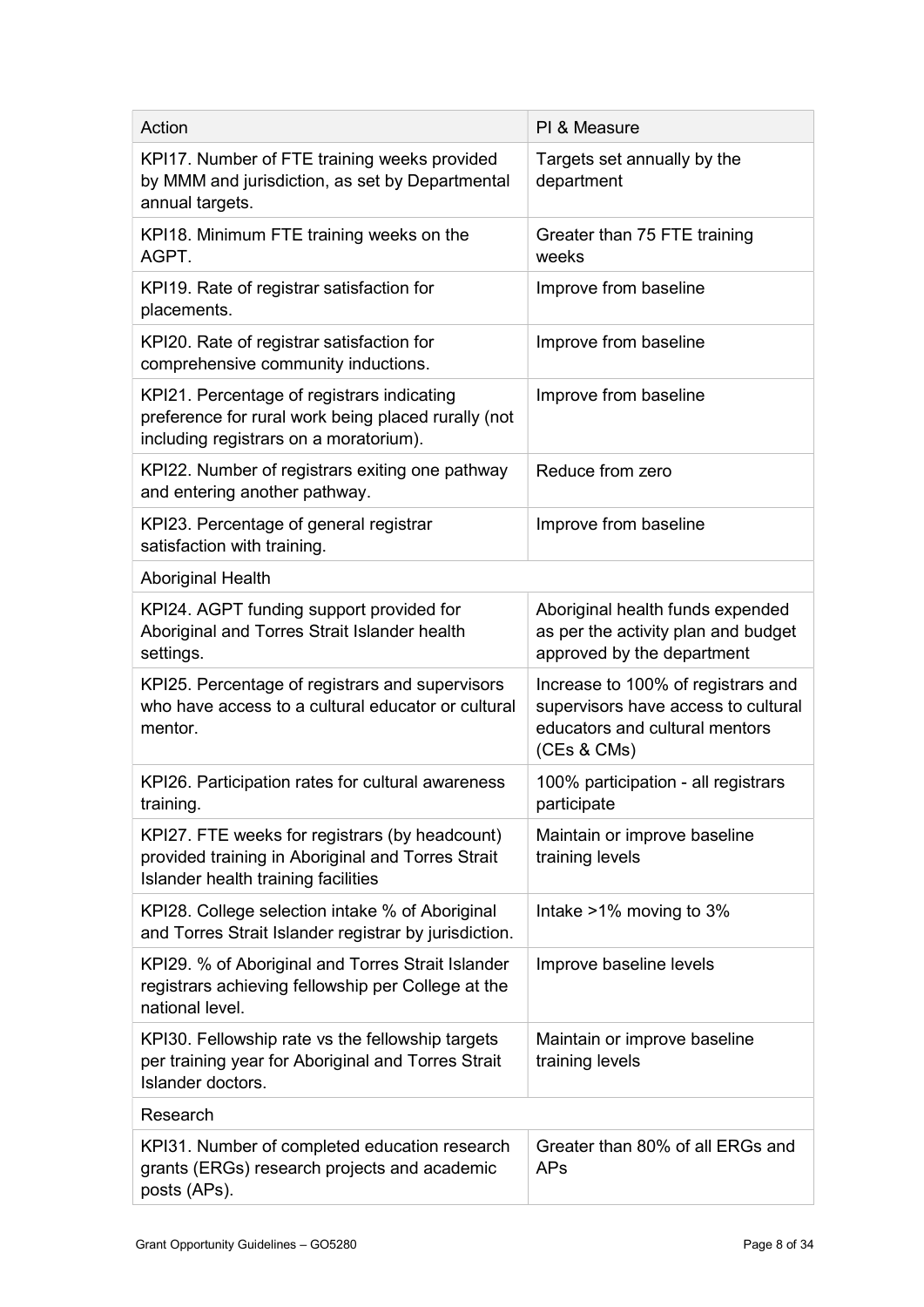| Action | PI & Measure |
| --- | --- |
| KPI17. Number of FTE training weeks provided by MMM and jurisdiction, as set by Departmental annual targets. | Targets set annually by the department |
| KPI18. Minimum FTE training weeks on the AGPT. | Greater than 75 FTE training weeks |
| KPI19. Rate of registrar satisfaction for placements. | Improve from baseline |
| KPI20. Rate of registrar satisfaction for comprehensive community inductions. | Improve from baseline |
| KPI21. Percentage of registrars indicating preference for rural work being placed rurally (not including registrars on a moratorium). | Improve from baseline |
| KPI22. Number of registrars exiting one pathway and entering another pathway. | Reduce from zero |
| KPI23. Percentage of general registrar satisfaction with training. | Improve from baseline |
| Aboriginal Health | |
| KPI24. AGPT funding support provided for Aboriginal and Torres Strait Islander health settings. | Aboriginal health funds expended as per the activity plan and budget approved by the department |
| KPI25. Percentage of registrars and supervisors who have access to a cultural educator or cultural mentor. | Increase to 100% of registrars and supervisors have access to cultural educators and cultural mentors (CEs & CMs) |
| KPI26. Participation rates for cultural awareness training. | 100% participation - all registrars participate |
| KPI27. FTE weeks for registrars (by headcount) provided training in Aboriginal and Torres Strait Islander health training facilities | Maintain or improve baseline training levels |
| KPI28. College selection intake % of Aboriginal and Torres Strait Islander registrar by jurisdiction. | Intake >1% moving to 3% |
| KPI29. % of Aboriginal and Torres Strait Islander registrars achieving fellowship per College at the national level. | Improve baseline levels |
| KPI30. Fellowship rate vs the fellowship targets per training year for Aboriginal and Torres Strait Islander doctors. | Maintain or improve baseline training levels |
| Research | |
| KPI31. Number of completed education research grants (ERGs) research projects and academic posts (APs). | Greater than 80% of all ERGs and APs |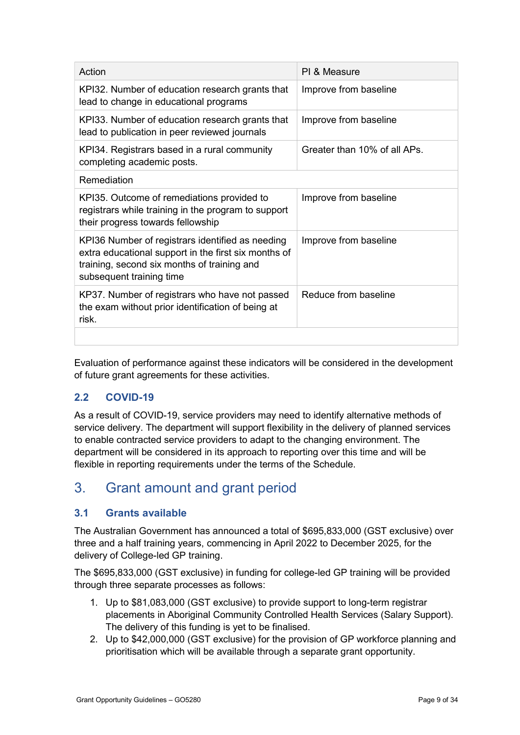| Action | PI & Measure |
| --- | --- |
| KPI32. Number of education research grants that lead to change in educational programs | Improve from baseline |
| KPI33. Number of education research grants that lead to publication in peer reviewed journals | Improve from baseline |
| KPI34. Registrars based in a rural community completing academic posts. | Greater than 10% of all APs. |
| Remediation | |
| KPI35. Outcome of remediations provided to registrars while training in the program to support their progress towards fellowship | Improve from baseline |
| KPI36 Number of registrars identified as needing extra educational support in the first six months of training, second six months of training and subsequent training time | Improve from baseline |
| KP37. Number of registrars who have not passed the exam without prior identification of being at risk. | Reduce from baseline |
| | |

Evaluation of performance against these indicators will be considered in the development of future grant agreements for these activities.

### 2.2 COVID-19

As a result of COVID-19, service providers may need to identify alternative methods of service delivery. The department will support flexibility in the delivery of planned services to enable contracted service providers to adapt to the changing environment. The department will be considered in its approach to reporting over this time and will be flexible in reporting requirements under the terms of the Schedule.

## 3. Grant amount and grant period

### 3.1 Grants available

The Australian Government has announced a total of $695,833,000 (GST exclusive) over three and a half training years, commencing in April 2022 to December 2025, for the delivery of College-led GP training.

The $695,833,000 (GST exclusive) in funding for college-led GP training will be provided through three separate processes as follows:

1. Up to $81,083,000 (GST exclusive) to provide support to long-term registrar placements in Aboriginal Community Controlled Health Services (Salary Support). The delivery of this funding is yet to be finalised.
2. Up to $42,000,000 (GST exclusive) for the provision of GP workforce planning and prioritisation which will be available through a separate grant opportunity.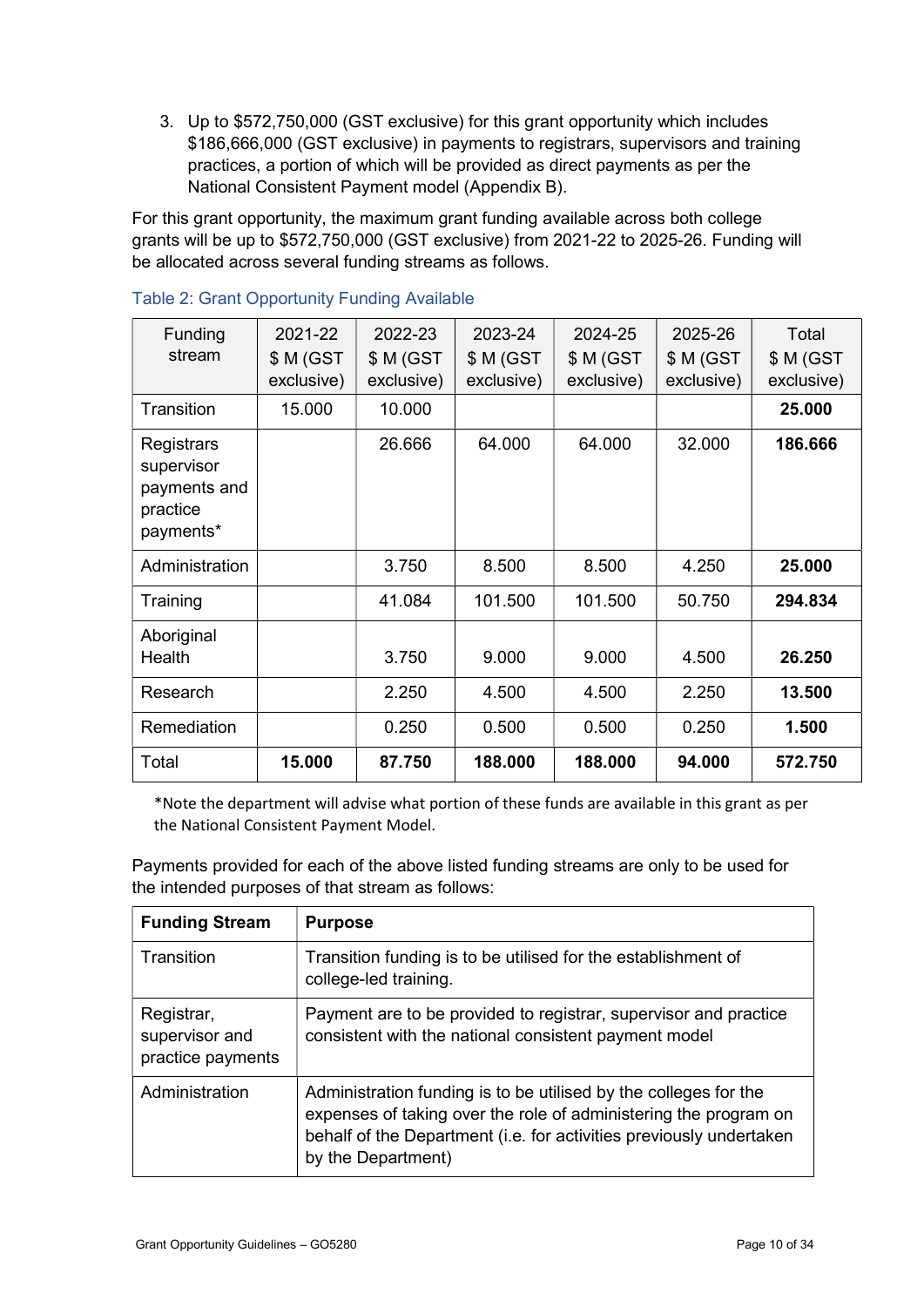3. Up to $572,750,000 (GST exclusive) for this grant opportunity which includes $186,666,000 (GST exclusive) in payments to registrars, supervisors and training practices, a portion of which will be provided as direct payments as per the National Consistent Payment model (Appendix B).

For this grant opportunity, the maximum grant funding available across both college grants will be up to $572,750,000 (GST exclusive) from 2021-22 to 2025-26. Funding will be allocated across several funding streams as follows.

Table 2: Grant Opportunity Funding Available

| Funding stream | 2021-22 $ M (GST exclusive) | 2022-23 $ M (GST exclusive) | 2023-24 $ M (GST exclusive) | 2024-25 $ M (GST exclusive) | 2025-26 $ M (GST exclusive) | Total $ M (GST exclusive) |
|---|---|---|---|---|---|---|
| Transition | 15.000 | 10.000 | | | | **25.000** |
| Registrars supervisor payments and practice payments* | | 26.666 | 64.000 | 64.000 | 32.000 | **186.666** |
| Administration | | 3.750 | 8.500 | 8.500 | 4.250 | **25.000** |
| Training | | 41.084 | 101.500 | 101.500 | 50.750 | **294.834** |
| Aboriginal Health | | 3.750 | 9.000 | 9.000 | 4.500 | **26.250** |
| Research | | 2.250 | 4.500 | 4.500 | 2.250 | **13.500** |
| Remediation | | 0.250 | 0.500 | 0.500 | 0.250 | **1.500** |
| Total | **15.000** | **87.750** | **188.000** | **188.000** | **94.000** | **572.750** |

*Note the department will advise what portion of these funds are available in this grant as per the National Consistent Payment Model.

Payments provided for each of the above listed funding streams are only to be used for the intended purposes of that stream as follows:

| **Funding Stream** | **Purpose** |
|---|---|
| Transition | Transition funding is to be utilised for the establishment of college-led training. |
| Registrar, supervisor and practice payments | Payment are to be provided to registrar, supervisor and practice consistent with the national consistent payment model |
| Administration | Administration funding is to be utilised by the colleges for the expenses of taking over the role of administering the program on behalf of the Department (i.e. for activities previously undertaken by the Department) |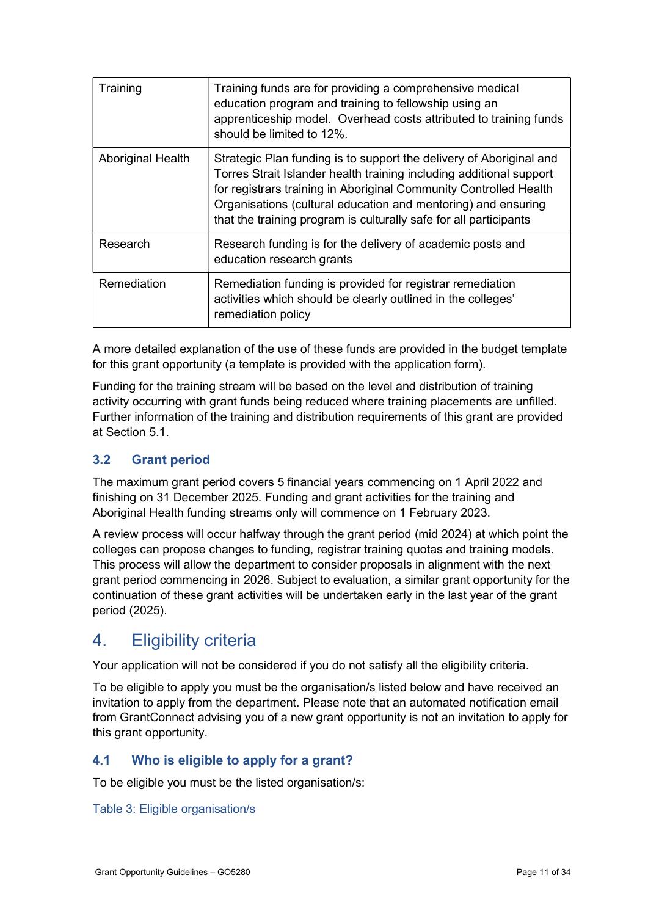| Training | Training funds are for providing a comprehensive medical education program and training to fellowship using an apprenticeship model. Overhead costs attributed to training funds should be limited to 12%. |
|---|---|
| Aboriginal Health | Strategic Plan funding is to support the delivery of Aboriginal and Torres Strait Islander health training including additional support for registrars training in Aboriginal Community Controlled Health Organisations (cultural education and mentoring) and ensuring that the training program is culturally safe for all participants |
| Research | Research funding is for the delivery of academic posts and education research grants |
| Remediation | Remediation funding is provided for registrar remediation activities which should be clearly outlined in the colleges' remediation policy |

A more detailed explanation of the use of these funds are provided in the budget template for this grant opportunity (a template is provided with the application form).

Funding for the training stream will be based on the level and distribution of training activity occurring with grant funds being reduced where training placements are unfilled. Further information of the training and distribution requirements of this grant are provided at Section 5.1.

### 3.2 Grant period

The maximum grant period covers 5 financial years commencing on 1 April 2022 and finishing on 31 December 2025. Funding and grant activities for the training and Aboriginal Health funding streams only will commence on 1 February 2023.

A review process will occur halfway through the grant period (mid 2024) at which point the colleges can propose changes to funding, registrar training quotas and training models. This process will allow the department to consider proposals in alignment with the next grant period commencing in 2026. Subject to evaluation, a similar grant opportunity for the continuation of these grant activities will be undertaken early in the last year of the grant period (2025).

## 4. Eligibility criteria

Your application will not be considered if you do not satisfy all the eligibility criteria.

To be eligible to apply you must be the organisation/s listed below and have received an invitation to apply from the department. Please note that an automated notification email from GrantConnect advising you of a new grant opportunity is not an invitation to apply for this grant opportunity.

### 4.1 Who is eligible to apply for a grant?

To be eligible you must be the listed organisation/s:

Table 3: Eligible organisation/s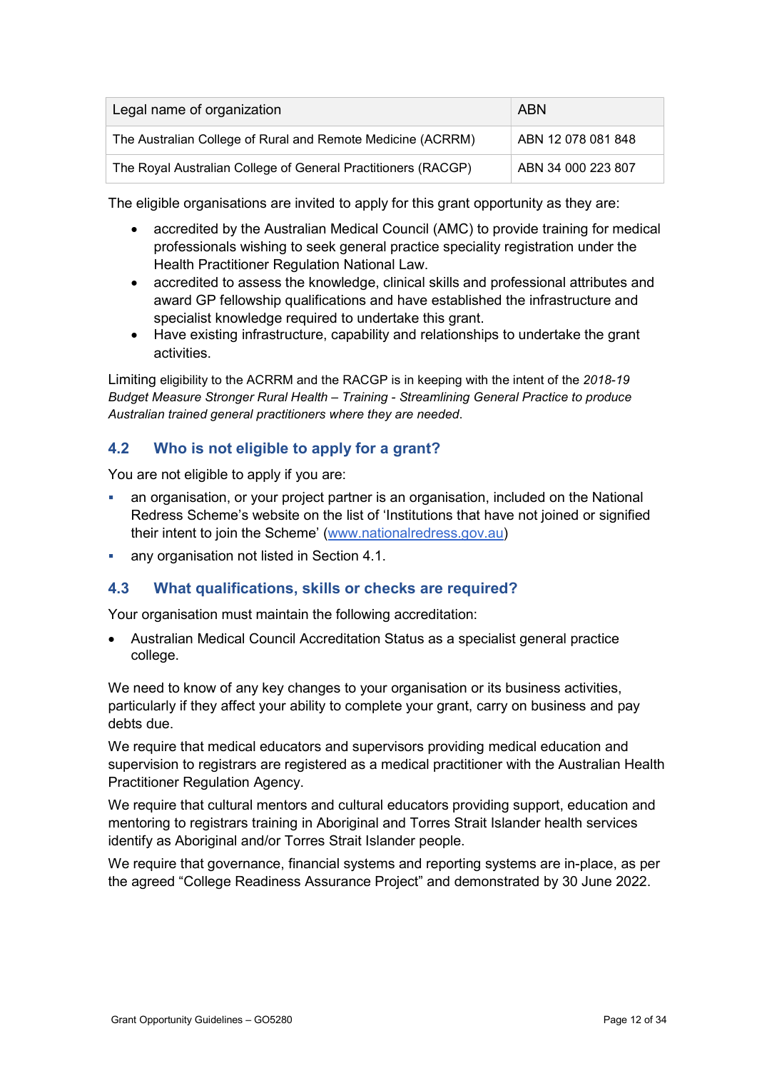| Legal name of organization | ABN |
| --- | --- |
| The Australian College of Rural and Remote Medicine (ACRRM) | ABN 12 078 081 848 |
| The Royal Australian College of General Practitioners (RACGP) | ABN 34 000 223 807 |

The eligible organisations are invited to apply for this grant opportunity as they are:

- accredited by the Australian Medical Council (AMC) to provide training for medical professionals wishing to seek general practice speciality registration under the Health Practitioner Regulation National Law.
- accredited to assess the knowledge, clinical skills and professional attributes and award GP fellowship qualifications and have established the infrastructure and specialist knowledge required to undertake this grant.
- Have existing infrastructure, capability and relationships to undertake the grant activities.

Limiting eligibility to the ACRRM and the RACGP is in keeping with the intent of the *2018-19 Budget Measure Stronger Rural Health – Training - Streamlining General Practice to produce Australian trained general practitioners where they are needed*.

## 4.2 Who is not eligible to apply for a grant?

You are not eligible to apply if you are:

- an organisation, or your project partner is an organisation, included on the National Redress Scheme's website on the list of 'Institutions that have not joined or signified their intent to join the Scheme' (www.nationalredress.gov.au)
- any organisation not listed in Section 4.1.

## 4.3 What qualifications, skills or checks are required?

Your organisation must maintain the following accreditation:

- Australian Medical Council Accreditation Status as a specialist general practice college.

We need to know of any key changes to your organisation or its business activities, particularly if they affect your ability to complete your grant, carry on business and pay debts due.

We require that medical educators and supervisors providing medical education and supervision to registrars are registered as a medical practitioner with the Australian Health Practitioner Regulation Agency.

We require that cultural mentors and cultural educators providing support, education and mentoring to registrars training in Aboriginal and Torres Strait Islander health services identify as Aboriginal and/or Torres Strait Islander people.

We require that governance, financial systems and reporting systems are in-place, as per the agreed "College Readiness Assurance Project" and demonstrated by 30 June 2022.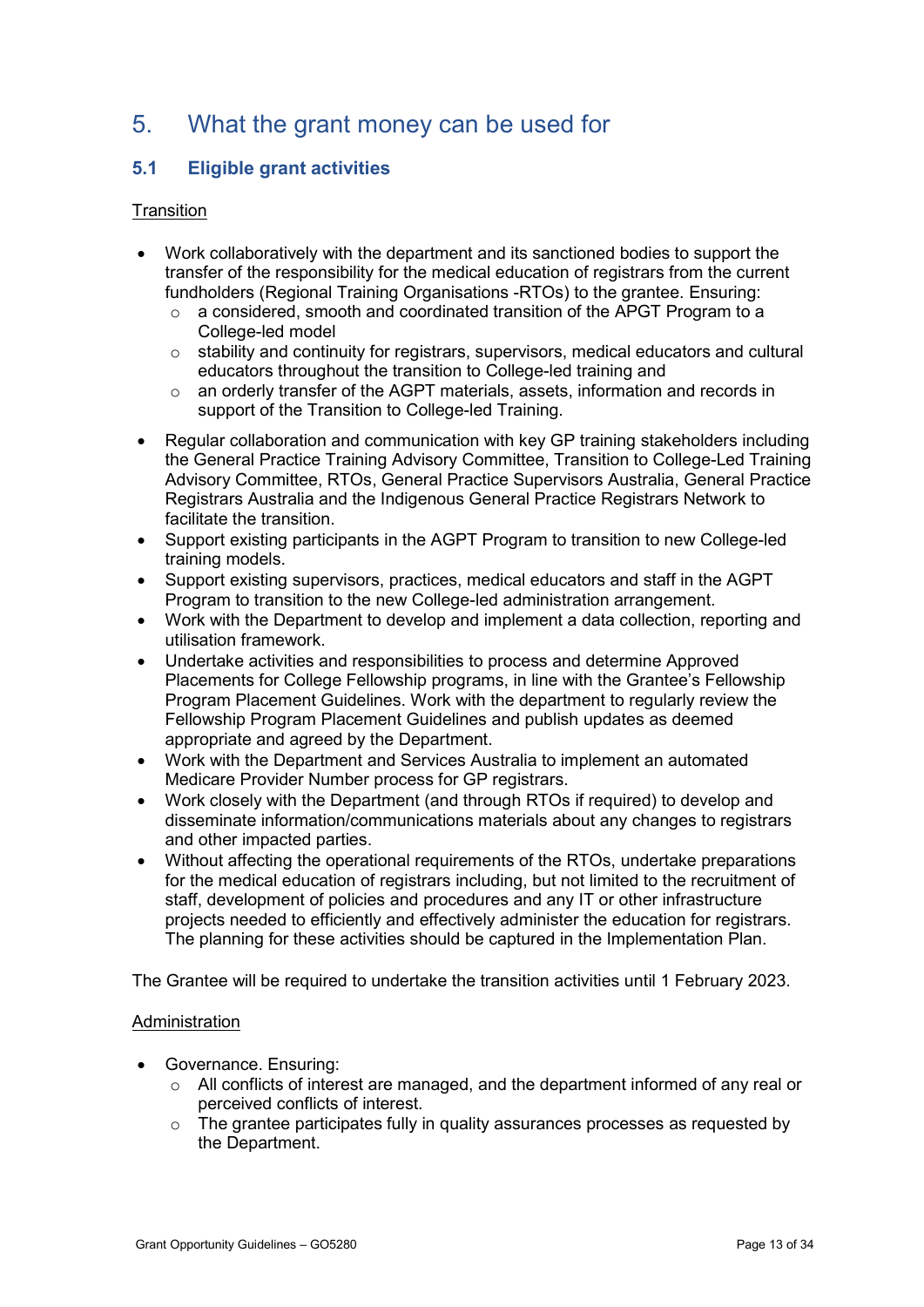## 5. What the grant money can be used for

### 5.1 Eligible grant activities

Transition

- Work collaboratively with the department and its sanctioned bodies to support the transfer of the responsibility for the medical education of registrars from the current fundholders (Regional Training Organisations -RTOs) to the grantee. Ensuring:
  - a considered, smooth and coordinated transition of the APGT Program to a College-led model
  - stability and continuity for registrars, supervisors, medical educators and cultural educators throughout the transition to College-led training and
  - an orderly transfer of the AGPT materials, assets, information and records in support of the Transition to College-led Training.
- Regular collaboration and communication with key GP training stakeholders including the General Practice Training Advisory Committee, Transition to College-Led Training Advisory Committee, RTOs, General Practice Supervisors Australia, General Practice Registrars Australia and the Indigenous General Practice Registrars Network to facilitate the transition.
- Support existing participants in the AGPT Program to transition to new College-led training models.
- Support existing supervisors, practices, medical educators and staff in the AGPT Program to transition to the new College-led administration arrangement.
- Work with the Department to develop and implement a data collection, reporting and utilisation framework.
- Undertake activities and responsibilities to process and determine Approved Placements for College Fellowship programs, in line with the Grantee's Fellowship Program Placement Guidelines. Work with the department to regularly review the Fellowship Program Placement Guidelines and publish updates as deemed appropriate and agreed by the Department.
- Work with the Department and Services Australia to implement an automated Medicare Provider Number process for GP registrars.
- Work closely with the Department (and through RTOs if required) to develop and disseminate information/communications materials about any changes to registrars and other impacted parties.
- Without affecting the operational requirements of the RTOs, undertake preparations for the medical education of registrars including, but not limited to the recruitment of staff, development of policies and procedures and any IT or other infrastructure projects needed to efficiently and effectively administer the education for registrars. The planning for these activities should be captured in the Implementation Plan.

The Grantee will be required to undertake the transition activities until 1 February 2023.

Administration

- Governance. Ensuring:
  - All conflicts of interest are managed, and the department informed of any real or perceived conflicts of interest.
  - The grantee participates fully in quality assurances processes as requested by the Department.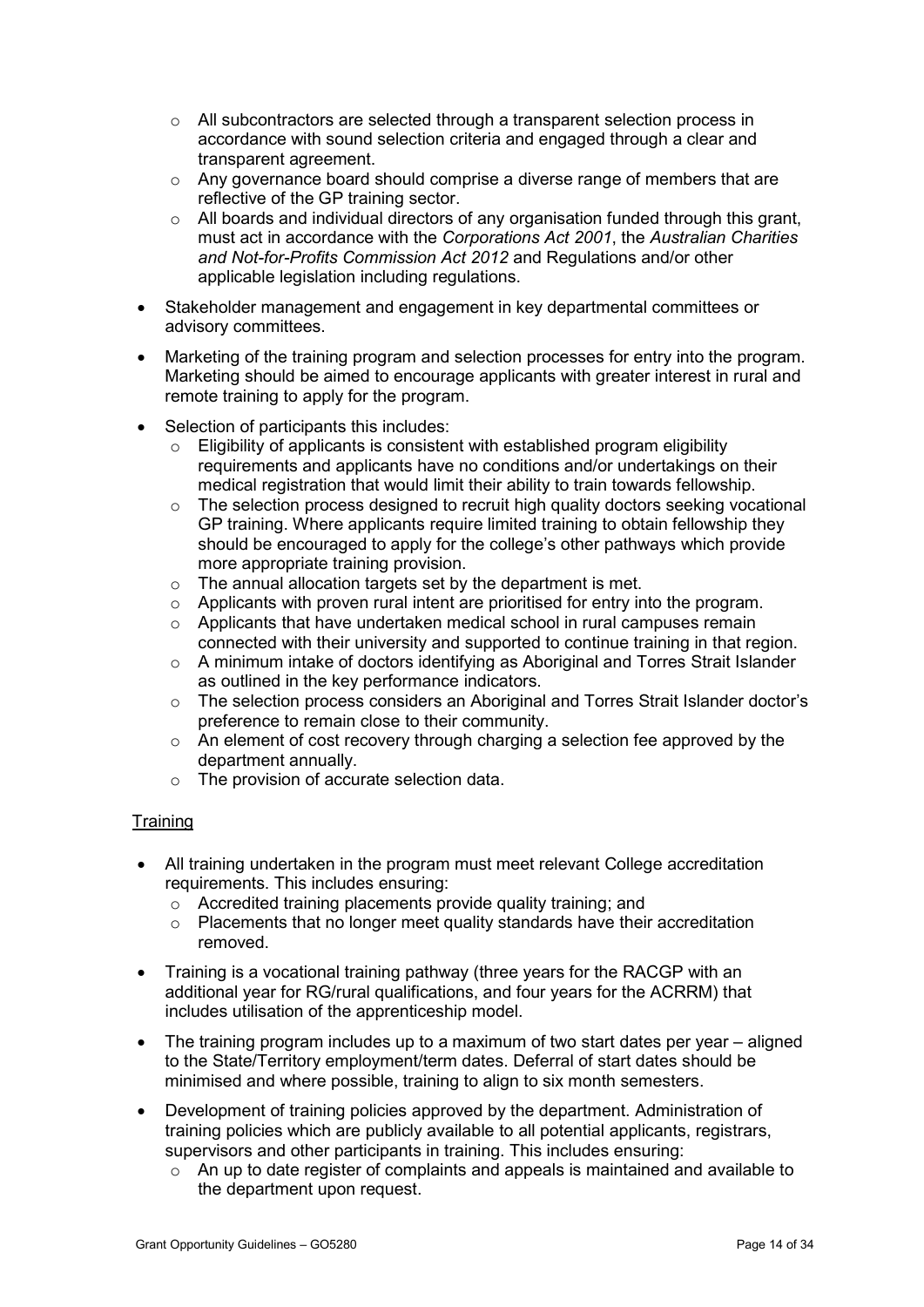- All subcontractors are selected through a transparent selection process in accordance with sound selection criteria and engaged through a clear and transparent agreement.
  - Any governance board should comprise a diverse range of members that are reflective of the GP training sector.
  - All boards and individual directors of any organisation funded through this grant, must act in accordance with the *Corporations Act 2001*, the *Australian Charities and Not-for-Profits Commission Act 2012* and Regulations and/or other applicable legislation including regulations.
- Stakeholder management and engagement in key departmental committees or advisory committees.
- Marketing of the training program and selection processes for entry into the program. Marketing should be aimed to encourage applicants with greater interest in rural and remote training to apply for the program.
- Selection of participants this includes:
  - Eligibility of applicants is consistent with established program eligibility requirements and applicants have no conditions and/or undertakings on their medical registration that would limit their ability to train towards fellowship.
  - The selection process designed to recruit high quality doctors seeking vocational GP training. Where applicants require limited training to obtain fellowship they should be encouraged to apply for the college's other pathways which provide more appropriate training provision.
  - The annual allocation targets set by the department is met.
  - Applicants with proven rural intent are prioritised for entry into the program.
  - Applicants that have undertaken medical school in rural campuses remain connected with their university and supported to continue training in that region.
  - A minimum intake of doctors identifying as Aboriginal and Torres Strait Islander as outlined in the key performance indicators.
  - The selection process considers an Aboriginal and Torres Strait Islander doctor's preference to remain close to their community.
  - An element of cost recovery through charging a selection fee approved by the department annually.
  - The provision of accurate selection data.

<u>Training</u>

- All training undertaken in the program must meet relevant College accreditation requirements. This includes ensuring:
  - Accredited training placements provide quality training; and
  - Placements that no longer meet quality standards have their accreditation removed.
- Training is a vocational training pathway (three years for the RACGP with an additional year for RG/rural qualifications, and four years for the ACRRM) that includes utilisation of the apprenticeship model.
- The training program includes up to a maximum of two start dates per year – aligned to the State/Territory employment/term dates. Deferral of start dates should be minimised and where possible, training to align to six month semesters.
- Development of training policies approved by the department. Administration of training policies which are publicly available to all potential applicants, registrars, supervisors and other participants in training. This includes ensuring:
  - An up to date register of complaints and appeals is maintained and available to the department upon request.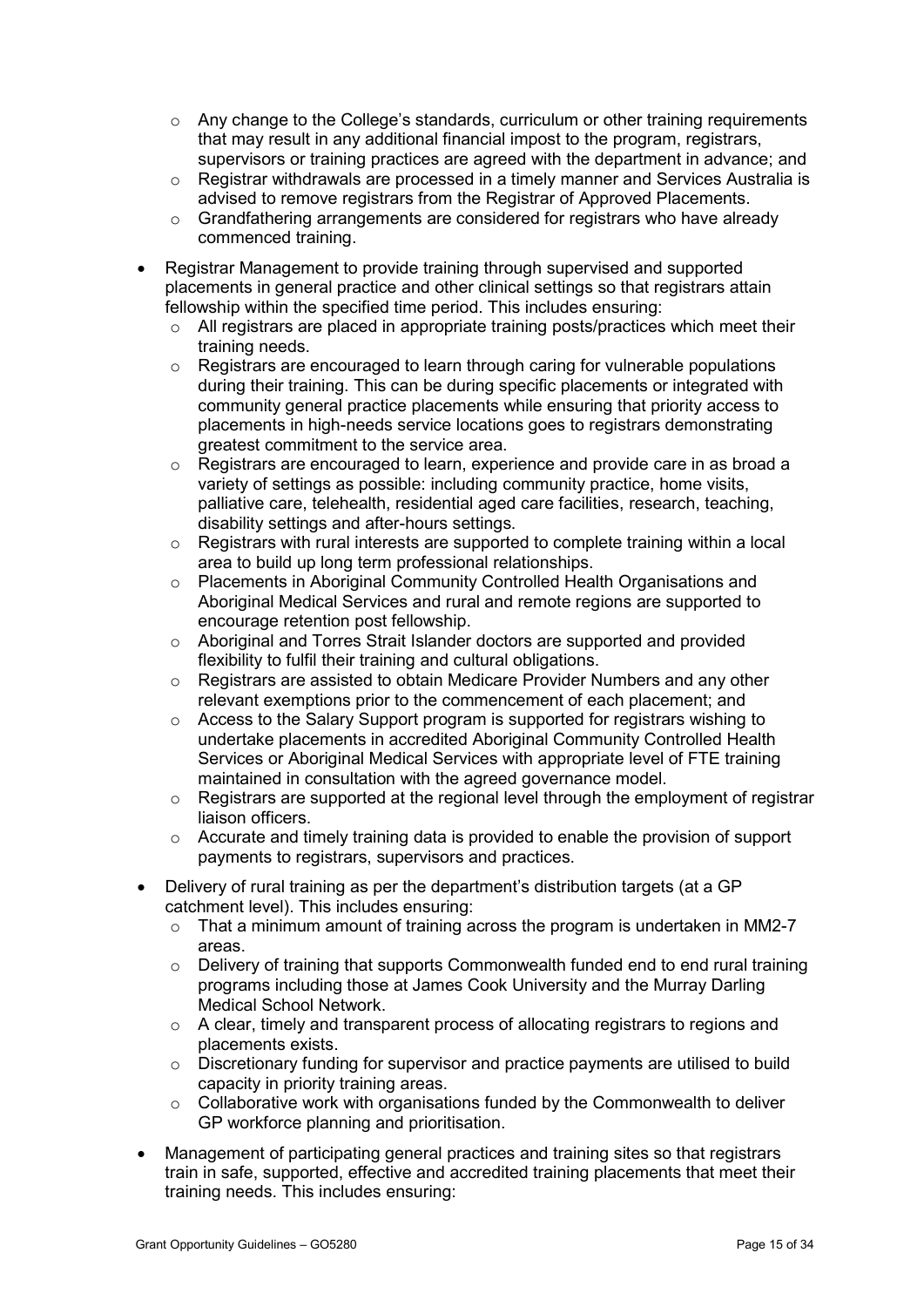- Any change to the College's standards, curriculum or other training requirements that may result in any additional financial impost to the program, registrars, supervisors or training practices are agreed with the department in advance; and
  - Registrar withdrawals are processed in a timely manner and Services Australia is advised to remove registrars from the Registrar of Approved Placements.
  - Grandfathering arrangements are considered for registrars who have already commenced training.
- Registrar Management to provide training through supervised and supported placements in general practice and other clinical settings so that registrars attain fellowship within the specified time period. This includes ensuring:
  - All registrars are placed in appropriate training posts/practices which meet their training needs.
  - Registrars are encouraged to learn through caring for vulnerable populations during their training. This can be during specific placements or integrated with community general practice placements while ensuring that priority access to placements in high-needs service locations goes to registrars demonstrating greatest commitment to the service area.
  - Registrars are encouraged to learn, experience and provide care in as broad a variety of settings as possible: including community practice, home visits, palliative care, telehealth, residential aged care facilities, research, teaching, disability settings and after-hours settings.
  - Registrars with rural interests are supported to complete training within a local area to build up long term professional relationships.
  - Placements in Aboriginal Community Controlled Health Organisations and Aboriginal Medical Services and rural and remote regions are supported to encourage retention post fellowship.
  - Aboriginal and Torres Strait Islander doctors are supported and provided flexibility to fulfil their training and cultural obligations.
  - Registrars are assisted to obtain Medicare Provider Numbers and any other relevant exemptions prior to the commencement of each placement; and
  - Access to the Salary Support program is supported for registrars wishing to undertake placements in accredited Aboriginal Community Controlled Health Services or Aboriginal Medical Services with appropriate level of FTE training maintained in consultation with the agreed governance model.
  - Registrars are supported at the regional level through the employment of registrar liaison officers.
  - Accurate and timely training data is provided to enable the provision of support payments to registrars, supervisors and practices.
- Delivery of rural training as per the department's distribution targets (at a GP catchment level). This includes ensuring:
  - That a minimum amount of training across the program is undertaken in MM2-7 areas.
  - Delivery of training that supports Commonwealth funded end to end rural training programs including those at James Cook University and the Murray Darling Medical School Network.
  - A clear, timely and transparent process of allocating registrars to regions and placements exists.
  - Discretionary funding for supervisor and practice payments are utilised to build capacity in priority training areas.
  - Collaborative work with organisations funded by the Commonwealth to deliver GP workforce planning and prioritisation.
- Management of participating general practices and training sites so that registrars train in safe, supported, effective and accredited training placements that meet their training needs. This includes ensuring: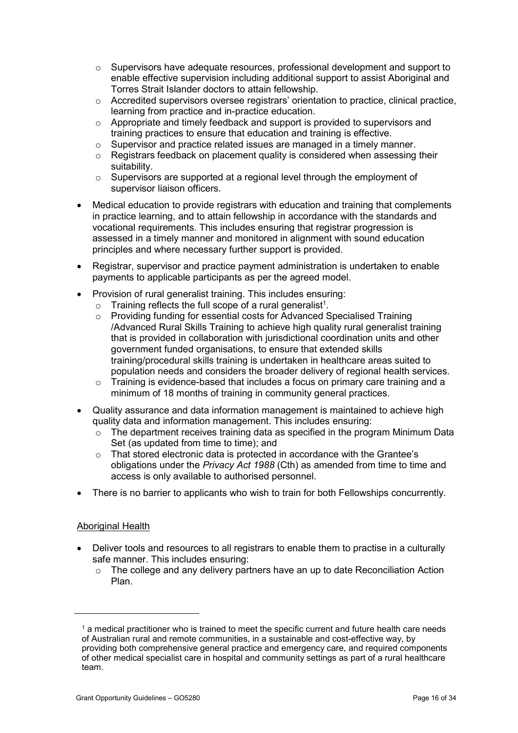- Supervisors have adequate resources, professional development and support to enable effective supervision including additional support to assist Aboriginal and Torres Strait Islander doctors to attain fellowship.
  - Accredited supervisors oversee registrars' orientation to practice, clinical practice, learning from practice and in-practice education.
  - Appropriate and timely feedback and support is provided to supervisors and training practices to ensure that education and training is effective.
  - Supervisor and practice related issues are managed in a timely manner.
  - Registrars feedback on placement quality is considered when assessing their suitability.
  - Supervisors are supported at a regional level through the employment of supervisor liaison officers.
- Medical education to provide registrars with education and training that complements in practice learning, and to attain fellowship in accordance with the standards and vocational requirements. This includes ensuring that registrar progression is assessed in a timely manner and monitored in alignment with sound education principles and where necessary further support is provided.
- Registrar, supervisor and practice payment administration is undertaken to enable payments to applicable participants as per the agreed model.
- Provision of rural generalist training. This includes ensuring:
  - Training reflects the full scope of a rural generalist[1].
  - Providing funding for essential costs for Advanced Specialised Training /Advanced Rural Skills Training to achieve high quality rural generalist training that is provided in collaboration with jurisdictional coordination units and other government funded organisations, to ensure that extended skills training/procedural skills training is undertaken in healthcare areas suited to population needs and considers the broader delivery of regional health services.
  - Training is evidence-based that includes a focus on primary care training and a minimum of 18 months of training in community general practices.
- Quality assurance and data information management is maintained to achieve high quality data and information management. This includes ensuring:
  - The department receives training data as specified in the program Minimum Data Set (as updated from time to time); and
  - That stored electronic data is protected in accordance with the Grantee's obligations under the *Privacy Act 1988* (Cth) as amended from time to time and access is only available to authorised personnel.
- There is no barrier to applicants who wish to train for both Fellowships concurrently.

Aboriginal Health

- Deliver tools and resources to all registrars to enable them to practise in a culturally safe manner. This includes ensuring:
  - The college and any delivery partners have an up to date Reconciliation Action Plan.

[1] a medical practitioner who is trained to meet the specific current and future health care needs of Australian rural and remote communities, in a sustainable and cost-effective way, by providing both comprehensive general practice and emergency care, and required components of other medical specialist care in hospital and community settings as part of a rural healthcare team.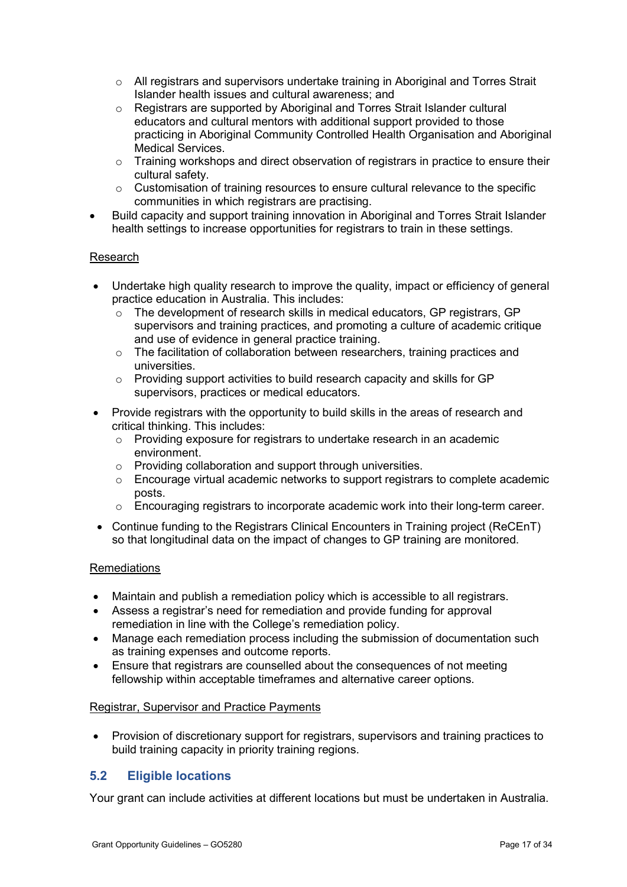- All registrars and supervisors undertake training in Aboriginal and Torres Strait Islander health issues and cultural awareness; and
  - Registrars are supported by Aboriginal and Torres Strait Islander cultural educators and cultural mentors with additional support provided to those practicing in Aboriginal Community Controlled Health Organisation and Aboriginal Medical Services.
  - Training workshops and direct observation of registrars in practice to ensure their cultural safety.
  - Customisation of training resources to ensure cultural relevance to the specific communities in which registrars are practising.
- Build capacity and support training innovation in Aboriginal and Torres Strait Islander health settings to increase opportunities for registrars to train in these settings.

<u>Research</u>

- Undertake high quality research to improve the quality, impact or efficiency of general practice education in Australia. This includes:
  - The development of research skills in medical educators, GP registrars, GP supervisors and training practices, and promoting a culture of academic critique and use of evidence in general practice training.
  - The facilitation of collaboration between researchers, training practices and universities.
  - Providing support activities to build research capacity and skills for GP supervisors, practices or medical educators.
- Provide registrars with the opportunity to build skills in the areas of research and critical thinking. This includes:
  - Providing exposure for registrars to undertake research in an academic environment.
  - Providing collaboration and support through universities.
  - Encourage virtual academic networks to support registrars to complete academic posts.
  - Encouraging registrars to incorporate academic work into their long-term career.
- Continue funding to the Registrars Clinical Encounters in Training project (ReCEnT) so that longitudinal data on the impact of changes to GP training are monitored.

<u>Remediations</u>

- Maintain and publish a remediation policy which is accessible to all registrars.
- Assess a registrar's need for remediation and provide funding for approval remediation in line with the College's remediation policy.
- Manage each remediation process including the submission of documentation such as training expenses and outcome reports.
- Ensure that registrars are counselled about the consequences of not meeting fellowship within acceptable timeframes and alternative career options.

<u>Registrar, Supervisor and Practice Payments</u>

- Provision of discretionary support for registrars, supervisors and training practices to build training capacity in priority training regions.

## 5.2 Eligible locations

Your grant can include activities at different locations but must be undertaken in Australia.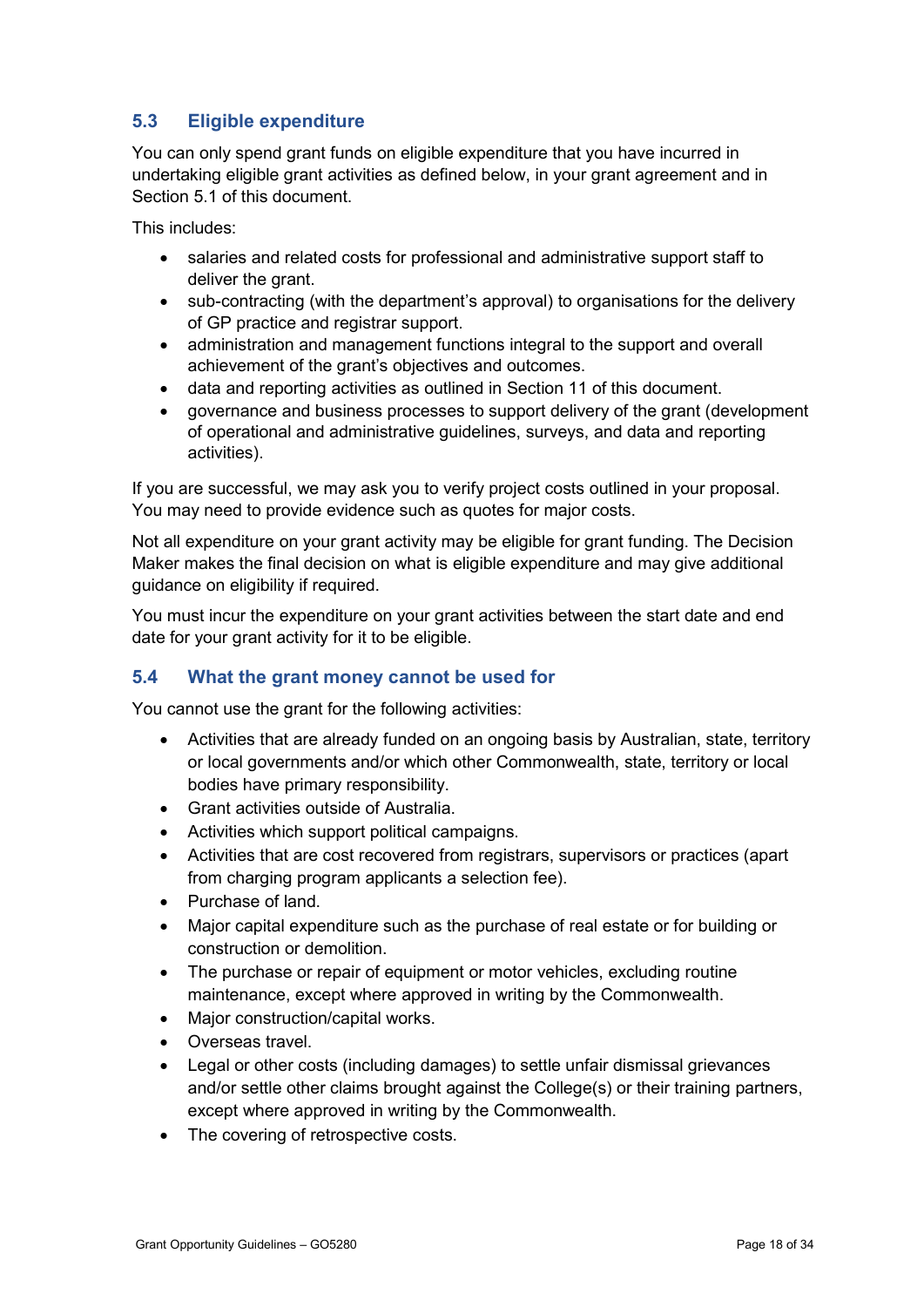### 5.3 Eligible expenditure

You can only spend grant funds on eligible expenditure that you have incurred in undertaking eligible grant activities as defined below, in your grant agreement and in Section 5.1 of this document.

This includes:

- salaries and related costs for professional and administrative support staff to deliver the grant.
- sub-contracting (with the department's approval) to organisations for the delivery of GP practice and registrar support.
- administration and management functions integral to the support and overall achievement of the grant's objectives and outcomes.
- data and reporting activities as outlined in Section 11 of this document.
- governance and business processes to support delivery of the grant (development of operational and administrative guidelines, surveys, and data and reporting activities).

If you are successful, we may ask you to verify project costs outlined in your proposal. You may need to provide evidence such as quotes for major costs.

Not all expenditure on your grant activity may be eligible for grant funding. The Decision Maker makes the final decision on what is eligible expenditure and may give additional guidance on eligibility if required.

You must incur the expenditure on your grant activities between the start date and end date for your grant activity for it to be eligible.

### 5.4 What the grant money cannot be used for

You cannot use the grant for the following activities:

- Activities that are already funded on an ongoing basis by Australian, state, territory or local governments and/or which other Commonwealth, state, territory or local bodies have primary responsibility.
- Grant activities outside of Australia.
- Activities which support political campaigns.
- Activities that are cost recovered from registrars, supervisors or practices (apart from charging program applicants a selection fee).
- Purchase of land.
- Major capital expenditure such as the purchase of real estate or for building or construction or demolition.
- The purchase or repair of equipment or motor vehicles, excluding routine maintenance, except where approved in writing by the Commonwealth.
- Major construction/capital works.
- Overseas travel.
- Legal or other costs (including damages) to settle unfair dismissal grievances and/or settle other claims brought against the College(s) or their training partners, except where approved in writing by the Commonwealth.
- The covering of retrospective costs.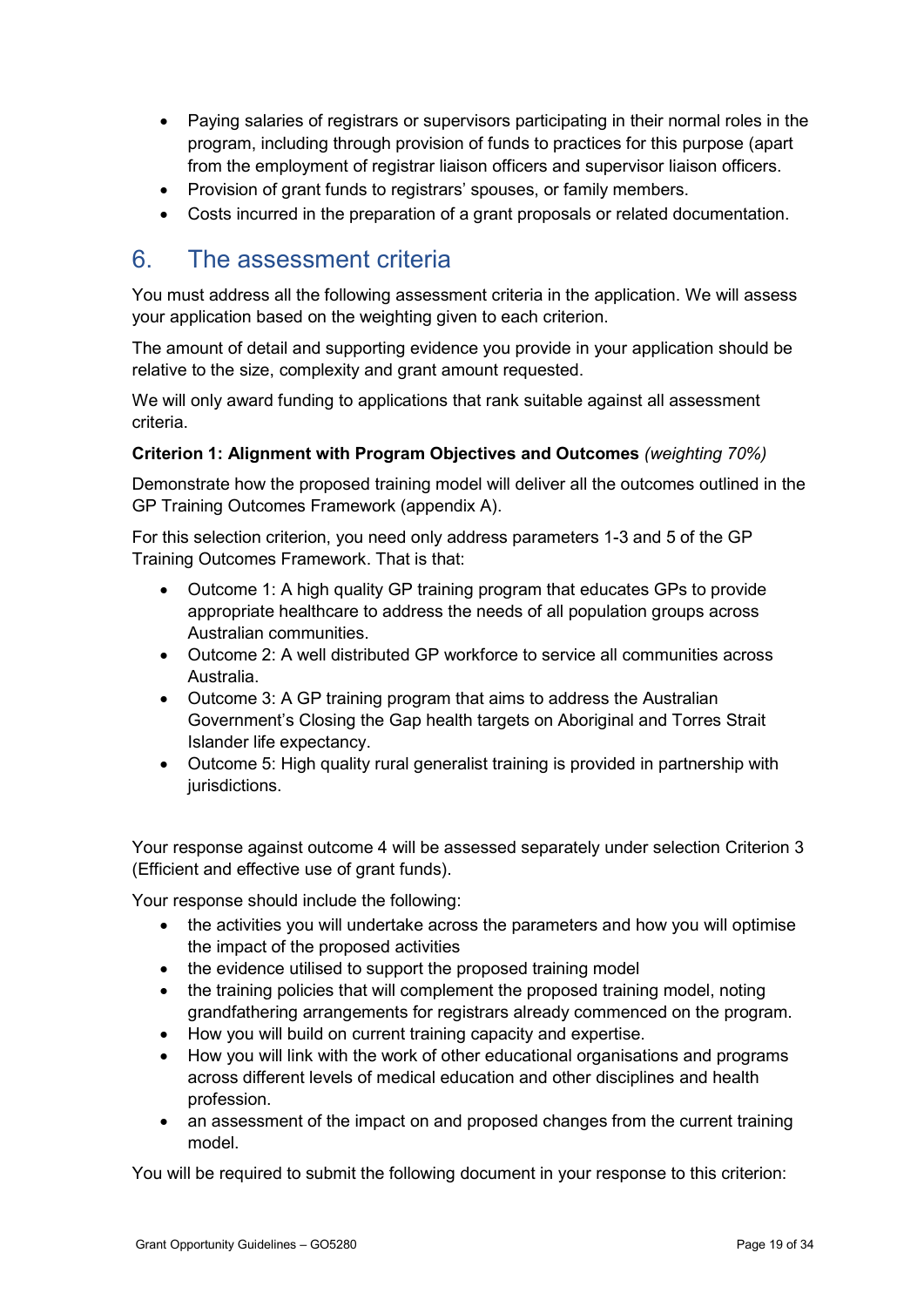- Paying salaries of registrars or supervisors participating in their normal roles in the program, including through provision of funds to practices for this purpose (apart from the employment of registrar liaison officers and supervisor liaison officers.
- Provision of grant funds to registrars' spouses, or family members.
- Costs incurred in the preparation of a grant proposals or related documentation.

## 6. The assessment criteria

You must address all the following assessment criteria in the application. We will assess your application based on the weighting given to each criterion.

The amount of detail and supporting evidence you provide in your application should be relative to the size, complexity and grant amount requested.

We will only award funding to applications that rank suitable against all assessment criteria.

**Criterion 1: Alignment with Program Objectives and Outcomes** *(weighting 70%)*

Demonstrate how the proposed training model will deliver all the outcomes outlined in the GP Training Outcomes Framework (appendix A).

For this selection criterion, you need only address parameters 1-3 and 5 of the GP Training Outcomes Framework. That is that:

- Outcome 1: A high quality GP training program that educates GPs to provide appropriate healthcare to address the needs of all population groups across Australian communities.
- Outcome 2: A well distributed GP workforce to service all communities across Australia.
- Outcome 3: A GP training program that aims to address the Australian Government's Closing the Gap health targets on Aboriginal and Torres Strait Islander life expectancy.
- Outcome 5: High quality rural generalist training is provided in partnership with jurisdictions.

Your response against outcome 4 will be assessed separately under selection Criterion 3 (Efficient and effective use of grant funds).

Your response should include the following:

- the activities you will undertake across the parameters and how you will optimise the impact of the proposed activities
- the evidence utilised to support the proposed training model
- the training policies that will complement the proposed training model, noting grandfathering arrangements for registrars already commenced on the program.
- How you will build on current training capacity and expertise.
- How you will link with the work of other educational organisations and programs across different levels of medical education and other disciplines and health profession.
- an assessment of the impact on and proposed changes from the current training model.

You will be required to submit the following document in your response to this criterion: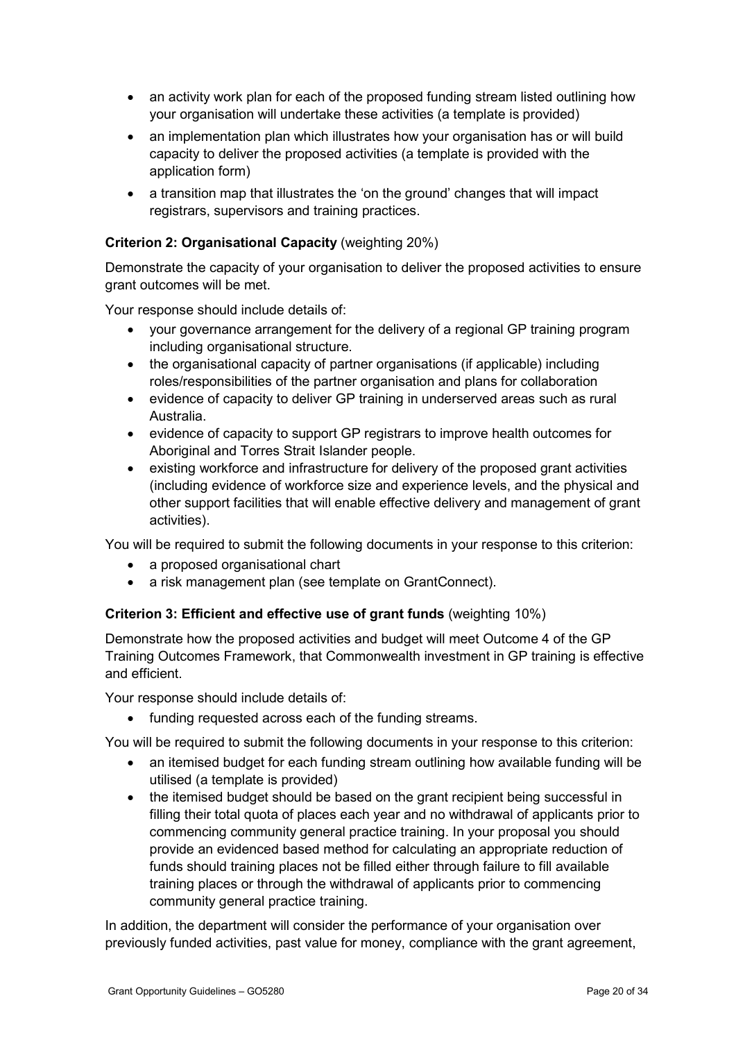- an activity work plan for each of the proposed funding stream listed outlining how your organisation will undertake these activities (a template is provided)
- an implementation plan which illustrates how your organisation has or will build capacity to deliver the proposed activities (a template is provided with the application form)
- a transition map that illustrates the 'on the ground' changes that will impact registrars, supervisors and training practices.

**Criterion 2: Organisational Capacity** (weighting 20%)

Demonstrate the capacity of your organisation to deliver the proposed activities to ensure grant outcomes will be met.

Your response should include details of:

- your governance arrangement for the delivery of a regional GP training program including organisational structure.
- the organisational capacity of partner organisations (if applicable) including roles/responsibilities of the partner organisation and plans for collaboration
- evidence of capacity to deliver GP training in underserved areas such as rural Australia.
- evidence of capacity to support GP registrars to improve health outcomes for Aboriginal and Torres Strait Islander people.
- existing workforce and infrastructure for delivery of the proposed grant activities (including evidence of workforce size and experience levels, and the physical and other support facilities that will enable effective delivery and management of grant activities).

You will be required to submit the following documents in your response to this criterion:

- a proposed organisational chart
- a risk management plan (see template on GrantConnect).

**Criterion 3: Efficient and effective use of grant funds** (weighting 10%)

Demonstrate how the proposed activities and budget will meet Outcome 4 of the GP Training Outcomes Framework, that Commonwealth investment in GP training is effective and efficient.

Your response should include details of:

- funding requested across each of the funding streams.

You will be required to submit the following documents in your response to this criterion:

- an itemised budget for each funding stream outlining how available funding will be utilised (a template is provided)
- the itemised budget should be based on the grant recipient being successful in filling their total quota of places each year and no withdrawal of applicants prior to commencing community general practice training. In your proposal you should provide an evidenced based method for calculating an appropriate reduction of funds should training places not be filled either through failure to fill available training places or through the withdrawal of applicants prior to commencing community general practice training.

In addition, the department will consider the performance of your organisation over previously funded activities, past value for money, compliance with the grant agreement,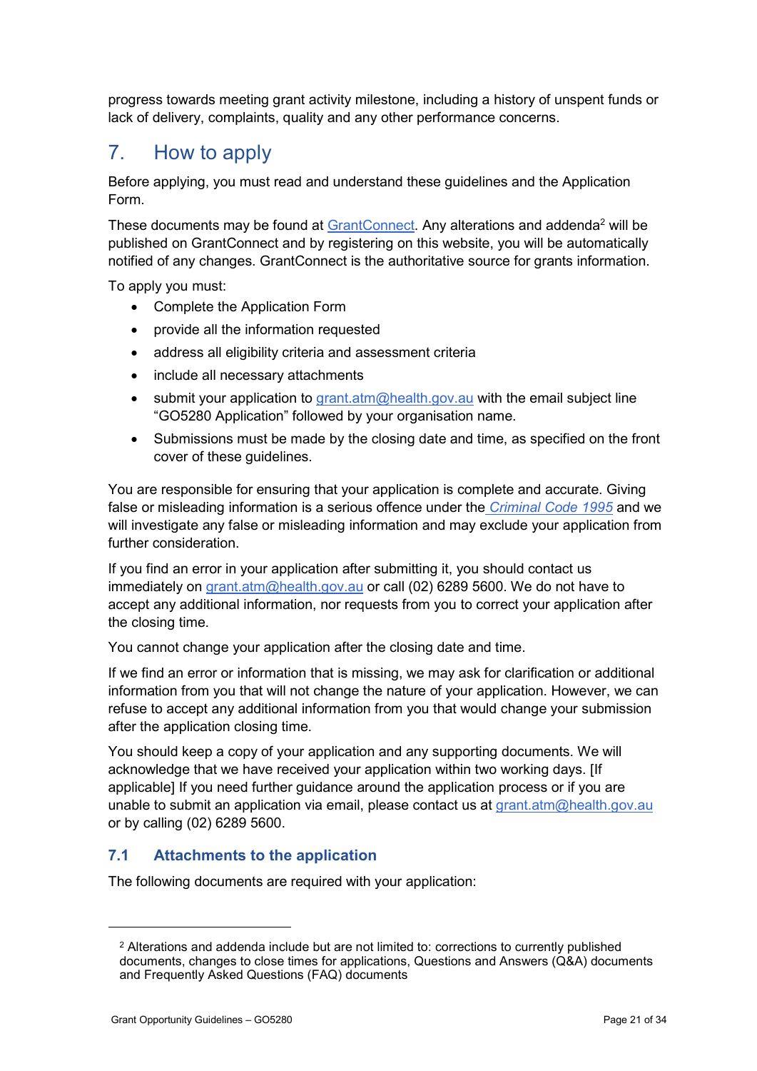progress towards meeting grant activity milestone, including a history of unspent funds or lack of delivery, complaints, quality and any other performance concerns.

## 7. How to apply

Before applying, you must read and understand these guidelines and the Application Form.

These documents may be found at GrantConnect. Any alterations and addenda[2] will be published on GrantConnect and by registering on this website, you will be automatically notified of any changes. GrantConnect is the authoritative source for grants information.

To apply you must:

- Complete the Application Form
- provide all the information requested
- address all eligibility criteria and assessment criteria
- include all necessary attachments
- submit your application to grant.atm@health.gov.au with the email subject line "GO5280 Application" followed by your organisation name.
- Submissions must be made by the closing date and time, as specified on the front cover of these guidelines.

You are responsible for ensuring that your application is complete and accurate. Giving false or misleading information is a serious offence under the *Criminal Code 1995* and we will investigate any false or misleading information and may exclude your application from further consideration.

If you find an error in your application after submitting it, you should contact us immediately on grant.atm@health.gov.au or call (02) 6289 5600. We do not have to accept any additional information, nor requests from you to correct your application after the closing time.

You cannot change your application after the closing date and time.

If we find an error or information that is missing, we may ask for clarification or additional information from you that will not change the nature of your application. However, we can refuse to accept any additional information from you that would change your submission after the application closing time.

You should keep a copy of your application and any supporting documents. We will acknowledge that we have received your application within two working days. [If applicable] If you need further guidance around the application process or if you are unable to submit an application via email, please contact us at grant.atm@health.gov.au or by calling (02) 6289 5600.

### 7.1 Attachments to the application

The following documents are required with your application:

---

[2] Alterations and addenda include but are not limited to: corrections to currently published documents, changes to close times for applications, Questions and Answers (Q&A) documents and Frequently Asked Questions (FAQ) documents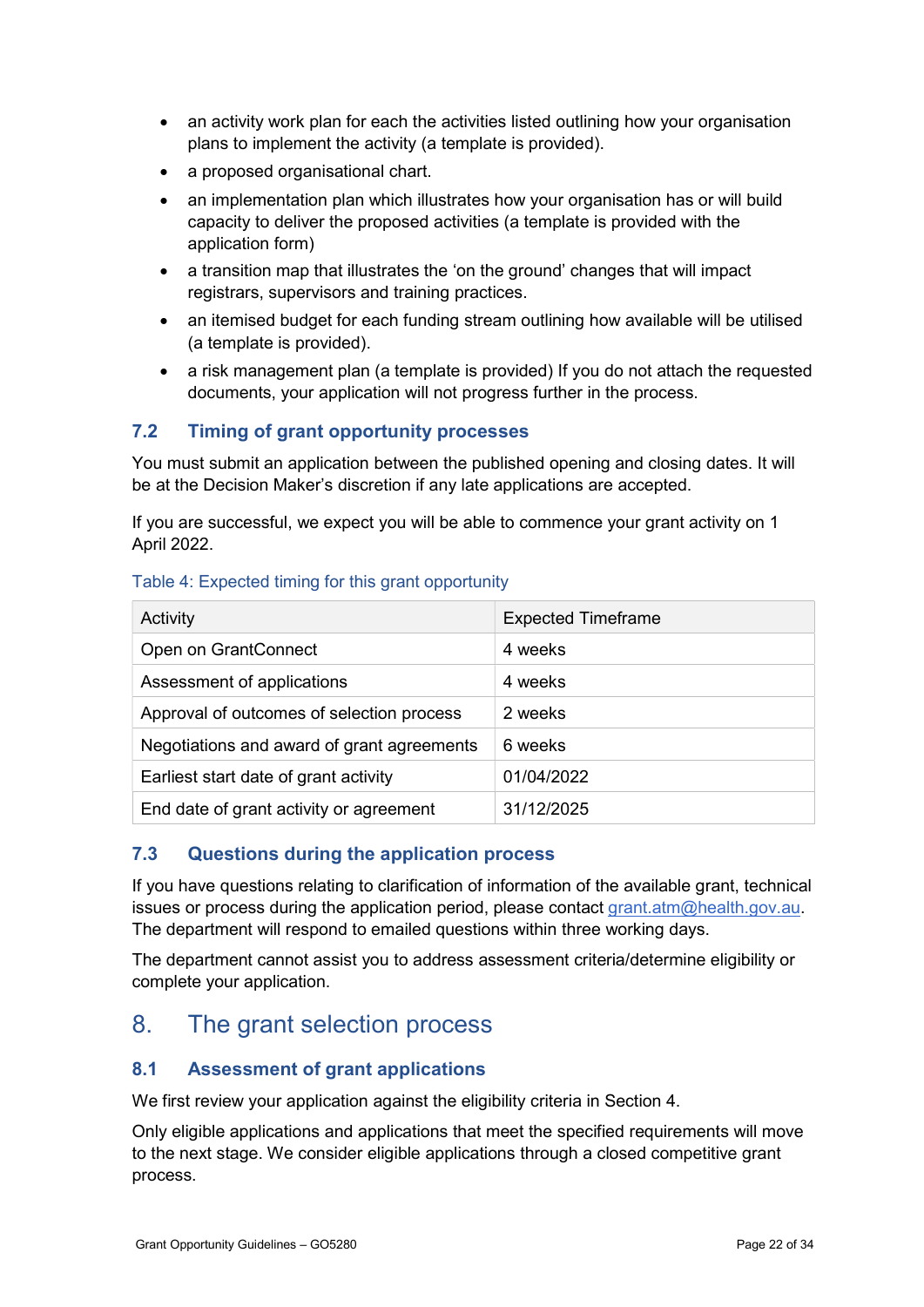- an activity work plan for each the activities listed outlining how your organisation plans to implement the activity (a template is provided).
- a proposed organisational chart.
- an implementation plan which illustrates how your organisation has or will build capacity to deliver the proposed activities (a template is provided with the application form)
- a transition map that illustrates the 'on the ground' changes that will impact registrars, supervisors and training practices.
- an itemised budget for each funding stream outlining how available will be utilised (a template is provided).
- a risk management plan (a template is provided) If you do not attach the requested documents, your application will not progress further in the process.

### 7.2 Timing of grant opportunity processes

You must submit an application between the published opening and closing dates. It will be at the Decision Maker's discretion if any late applications are accepted.

If you are successful, we expect you will be able to commence your grant activity on 1 April 2022.

Table 4: Expected timing for this grant opportunity

| Activity | Expected Timeframe |
|---|---|
| Open on GrantConnect | 4 weeks |
| Assessment of applications | 4 weeks |
| Approval of outcomes of selection process | 2 weeks |
| Negotiations and award of grant agreements | 6 weeks |
| Earliest start date of grant activity | 01/04/2022 |
| End date of grant activity or agreement | 31/12/2025 |

### 7.3 Questions during the application process

If you have questions relating to clarification of information of the available grant, technical issues or process during the application period, please contact grant.atm@health.gov.au. The department will respond to emailed questions within three working days.

The department cannot assist you to address assessment criteria/determine eligibility or complete your application.

## 8. The grant selection process

### 8.1 Assessment of grant applications

We first review your application against the eligibility criteria in Section 4.

Only eligible applications and applications that meet the specified requirements will move to the next stage. We consider eligible applications through a closed competitive grant process.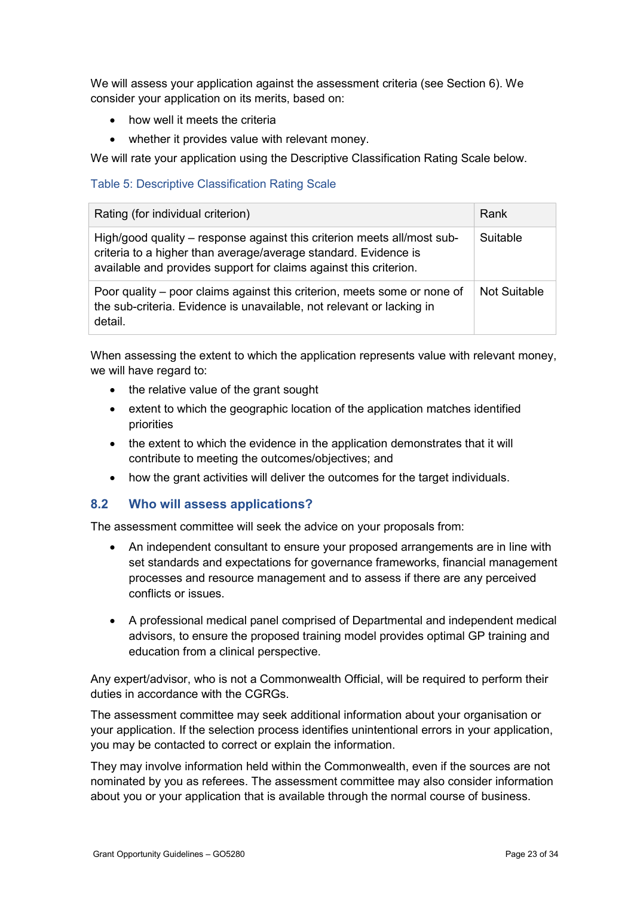We will assess your application against the assessment criteria (see Section 6). We consider your application on its merits, based on:

- how well it meets the criteria
- whether it provides value with relevant money.

We will rate your application using the Descriptive Classification Rating Scale below.

Table 5: Descriptive Classification Rating Scale

| Rating (for individual criterion) | Rank |
|---|---|
| High/good quality – response against this criterion meets all/most sub-criteria to a higher than average/average standard. Evidence is available and provides support for claims against this criterion. | Suitable |
| Poor quality – poor claims against this criterion, meets some or none of the sub-criteria. Evidence is unavailable, not relevant or lacking in detail. | Not Suitable |

When assessing the extent to which the application represents value with relevant money, we will have regard to:

- the relative value of the grant sought
- extent to which the geographic location of the application matches identified priorities
- the extent to which the evidence in the application demonstrates that it will contribute to meeting the outcomes/objectives; and
- how the grant activities will deliver the outcomes for the target individuals.

## 8.2 Who will assess applications?

The assessment committee will seek the advice on your proposals from:

- An independent consultant to ensure your proposed arrangements are in line with set standards and expectations for governance frameworks, financial management processes and resource management and to assess if there are any perceived conflicts or issues.
- A professional medical panel comprised of Departmental and independent medical advisors, to ensure the proposed training model provides optimal GP training and education from a clinical perspective.

Any expert/advisor, who is not a Commonwealth Official, will be required to perform their duties in accordance with the CGRGs.

The assessment committee may seek additional information about your organisation or your application. If the selection process identifies unintentional errors in your application, you may be contacted to correct or explain the information.

They may involve information held within the Commonwealth, even if the sources are not nominated by you as referees. The assessment committee may also consider information about you or your application that is available through the normal course of business.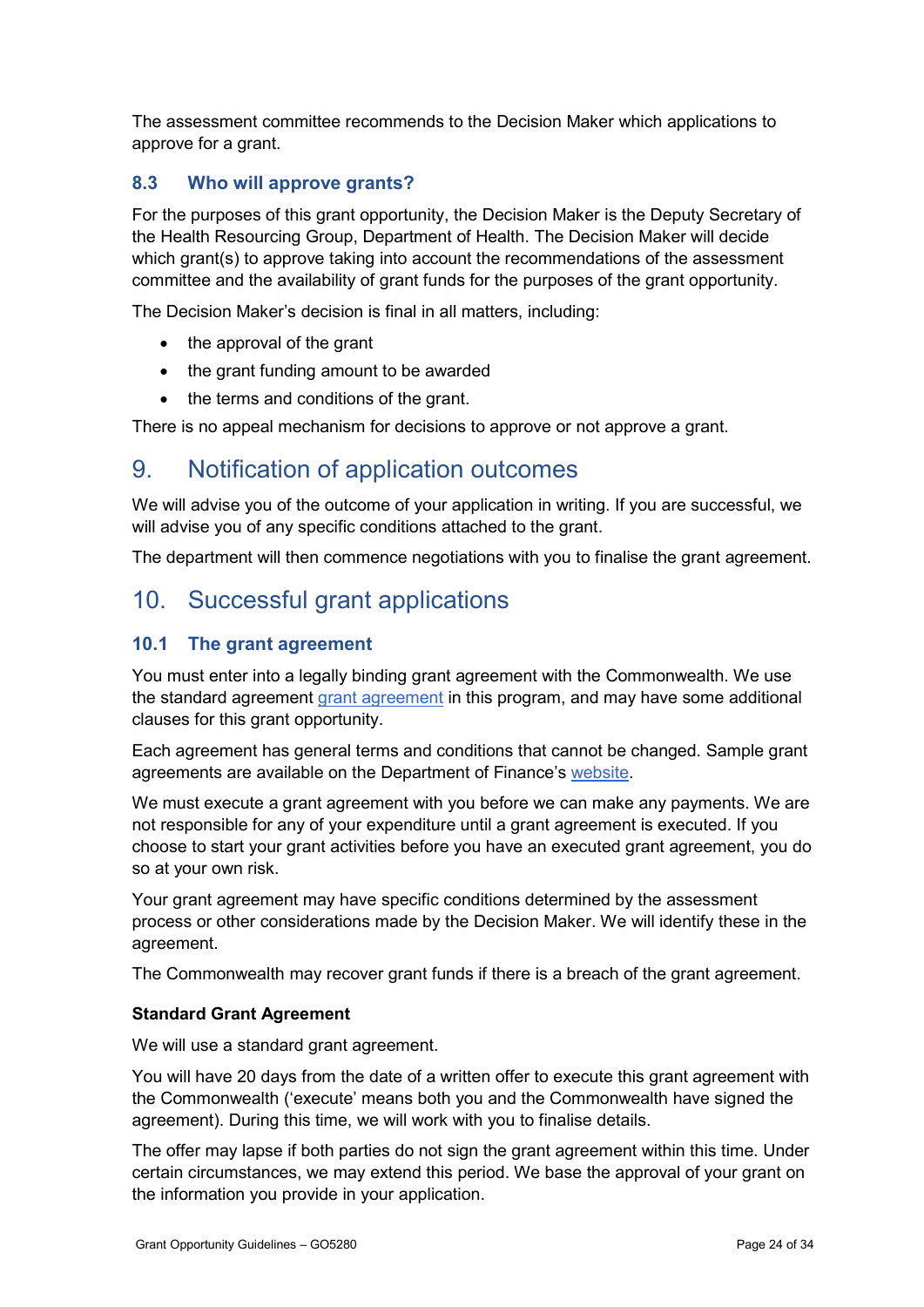The assessment committee recommends to the Decision Maker which applications to approve for a grant.

### 8.3 Who will approve grants?

For the purposes of this grant opportunity, the Decision Maker is the Deputy Secretary of the Health Resourcing Group, Department of Health. The Decision Maker will decide which grant(s) to approve taking into account the recommendations of the assessment committee and the availability of grant funds for the purposes of the grant opportunity.

The Decision Maker's decision is final in all matters, including:

- the approval of the grant
- the grant funding amount to be awarded
- the terms and conditions of the grant.

There is no appeal mechanism for decisions to approve or not approve a grant.

## 9. Notification of application outcomes

We will advise you of the outcome of your application in writing. If you are successful, we will advise you of any specific conditions attached to the grant.

The department will then commence negotiations with you to finalise the grant agreement.

## 10. Successful grant applications

### 10.1 The grant agreement

You must enter into a legally binding grant agreement with the Commonwealth. We use the standard agreement grant agreement in this program, and may have some additional clauses for this grant opportunity.

Each agreement has general terms and conditions that cannot be changed. Sample grant agreements are available on the Department of Finance's website.

We must execute a grant agreement with you before we can make any payments. We are not responsible for any of your expenditure until a grant agreement is executed. If you choose to start your grant activities before you have an executed grant agreement, you do so at your own risk.

Your grant agreement may have specific conditions determined by the assessment process or other considerations made by the Decision Maker. We will identify these in the agreement.

The Commonwealth may recover grant funds if there is a breach of the grant agreement.

**Standard Grant Agreement**

We will use a standard grant agreement.

You will have 20 days from the date of a written offer to execute this grant agreement with the Commonwealth ('execute' means both you and the Commonwealth have signed the agreement). During this time, we will work with you to finalise details.

The offer may lapse if both parties do not sign the grant agreement within this time. Under certain circumstances, we may extend this period. We base the approval of your grant on the information you provide in your application.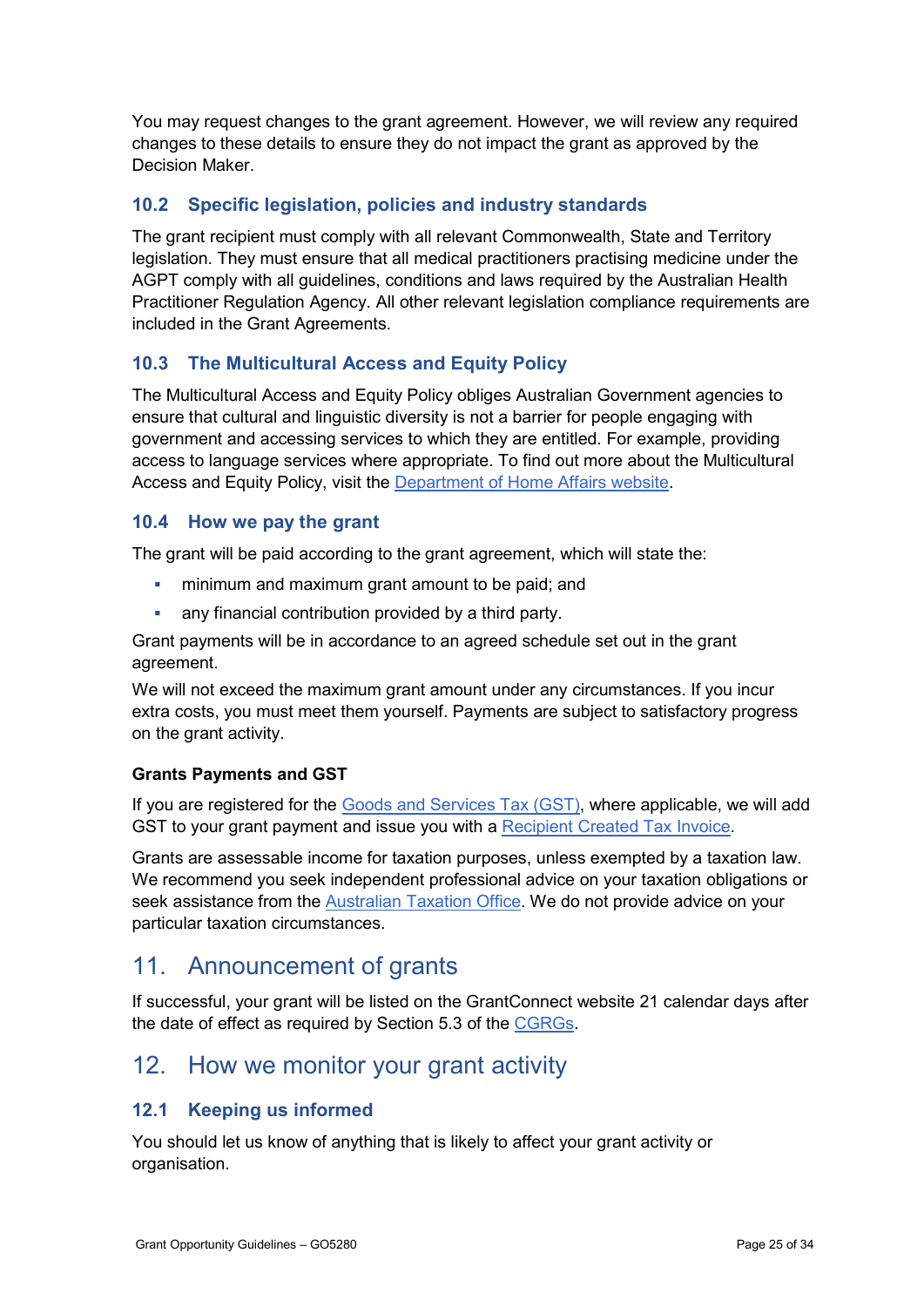You may request changes to the grant agreement. However, we will review any required changes to these details to ensure they do not impact the grant as approved by the Decision Maker.

### 10.2 Specific legislation, policies and industry standards

The grant recipient must comply with all relevant Commonwealth, State and Territory legislation. They must ensure that all medical practitioners practising medicine under the AGPT comply with all guidelines, conditions and laws required by the Australian Health Practitioner Regulation Agency. All other relevant legislation compliance requirements are included in the Grant Agreements.

### 10.3 The Multicultural Access and Equity Policy

The Multicultural Access and Equity Policy obliges Australian Government agencies to ensure that cultural and linguistic diversity is not a barrier for people engaging with government and accessing services to which they are entitled. For example, providing access to language services where appropriate. To find out more about the Multicultural Access and Equity Policy, visit the Department of Home Affairs website.

### 10.4 How we pay the grant

The grant will be paid according to the grant agreement, which will state the:

- minimum and maximum grant amount to be paid; and
- any financial contribution provided by a third party.

Grant payments will be in accordance to an agreed schedule set out in the grant agreement.

We will not exceed the maximum grant amount under any circumstances. If you incur extra costs, you must meet them yourself. Payments are subject to satisfactory progress on the grant activity.

#### Grants Payments and GST

If you are registered for the Goods and Services Tax (GST), where applicable, we will add GST to your grant payment and issue you with a Recipient Created Tax Invoice.

Grants are assessable income for taxation purposes, unless exempted by a taxation law. We recommend you seek independent professional advice on your taxation obligations or seek assistance from the Australian Taxation Office. We do not provide advice on your particular taxation circumstances.

## 11. Announcement of grants

If successful, your grant will be listed on the GrantConnect website 21 calendar days after the date of effect as required by Section 5.3 of the CGRGs.

## 12. How we monitor your grant activity

### 12.1 Keeping us informed

You should let us know of anything that is likely to affect your grant activity or organisation.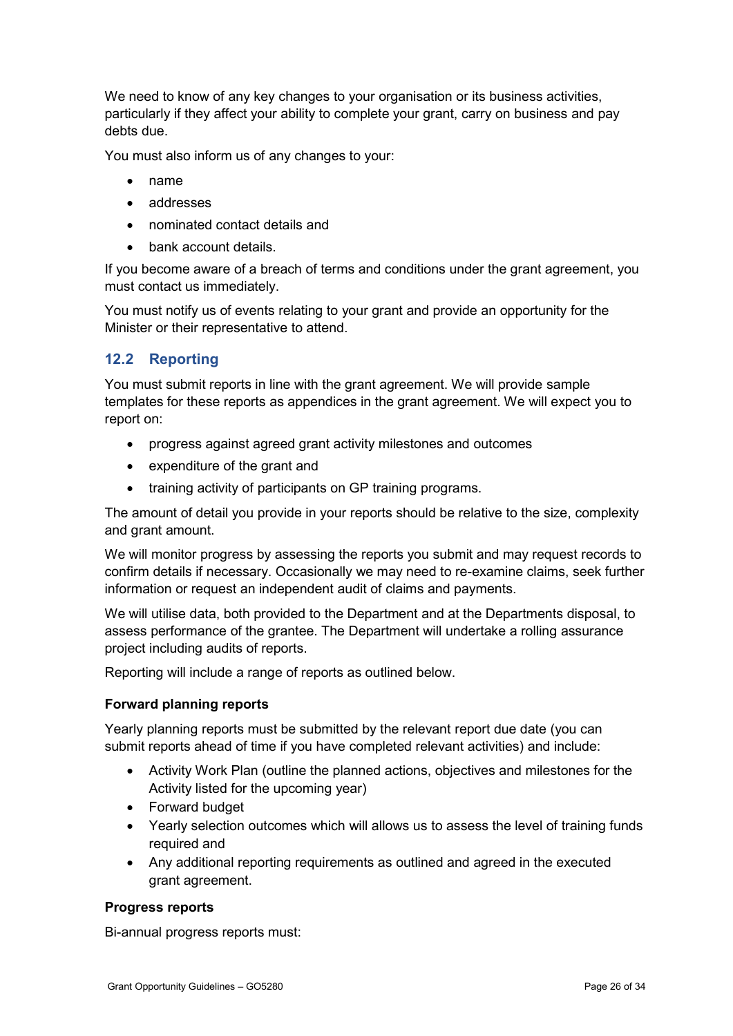We need to know of any key changes to your organisation or its business activities, particularly if they affect your ability to complete your grant, carry on business and pay debts due.

You must also inform us of any changes to your:

- name
- addresses
- nominated contact details and
- bank account details.

If you become aware of a breach of terms and conditions under the grant agreement, you must contact us immediately.

You must notify us of events relating to your grant and provide an opportunity for the Minister or their representative to attend.

## 12.2 Reporting

You must submit reports in line with the grant agreement. We will provide sample templates for these reports as appendices in the grant agreement. We will expect you to report on:

- progress against agreed grant activity milestones and outcomes
- expenditure of the grant and
- training activity of participants on GP training programs.

The amount of detail you provide in your reports should be relative to the size, complexity and grant amount.

We will monitor progress by assessing the reports you submit and may request records to confirm details if necessary. Occasionally we may need to re-examine claims, seek further information or request an independent audit of claims and payments.

We will utilise data, both provided to the Department and at the Departments disposal, to assess performance of the grantee. The Department will undertake a rolling assurance project including audits of reports.

Reporting will include a range of reports as outlined below.

**Forward planning reports**

Yearly planning reports must be submitted by the relevant report due date (you can submit reports ahead of time if you have completed relevant activities) and include:

- Activity Work Plan (outline the planned actions, objectives and milestones for the Activity listed for the upcoming year)
- Forward budget
- Yearly selection outcomes which will allows us to assess the level of training funds required and
- Any additional reporting requirements as outlined and agreed in the executed grant agreement.

**Progress reports**

Bi-annual progress reports must: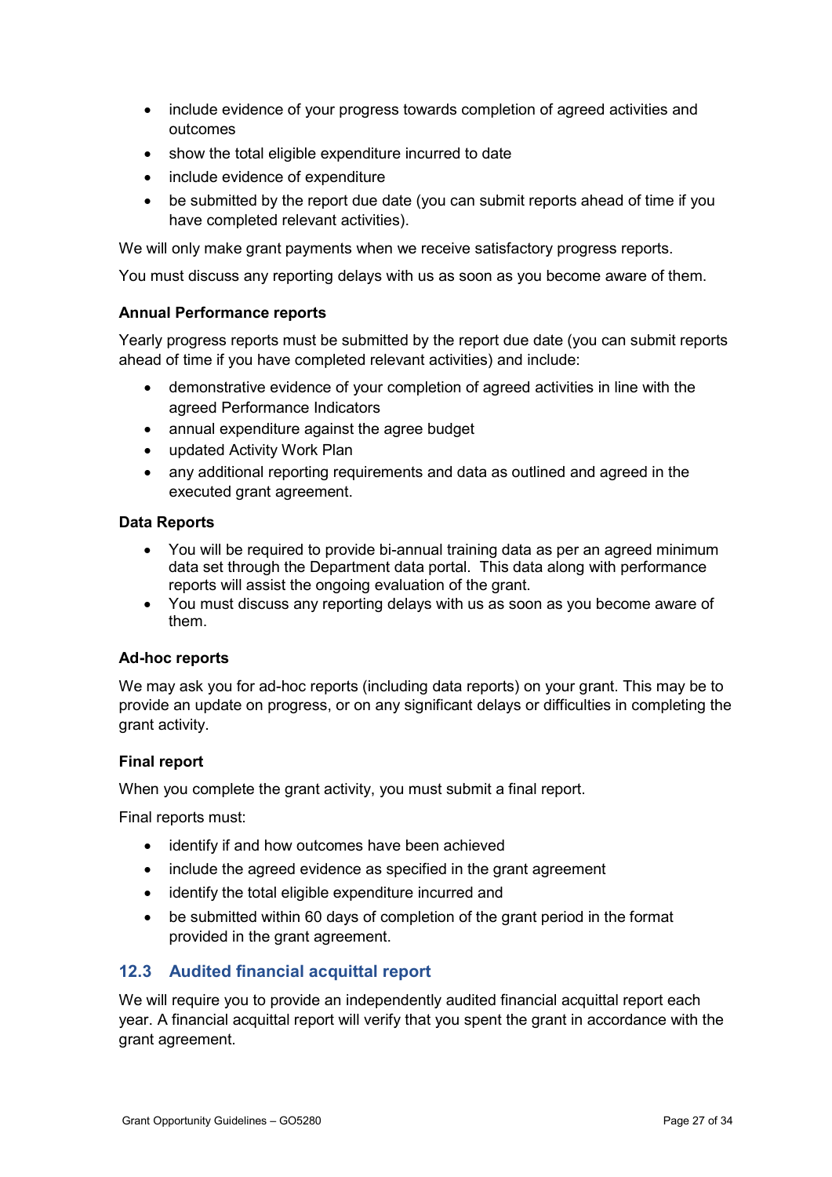- include evidence of your progress towards completion of agreed activities and outcomes
- show the total eligible expenditure incurred to date
- include evidence of expenditure
- be submitted by the report due date (you can submit reports ahead of time if you have completed relevant activities).

We will only make grant payments when we receive satisfactory progress reports.

You must discuss any reporting delays with us as soon as you become aware of them.

**Annual Performance reports**

Yearly progress reports must be submitted by the report due date (you can submit reports ahead of time if you have completed relevant activities) and include:

- demonstrative evidence of your completion of agreed activities in line with the agreed Performance Indicators
- annual expenditure against the agree budget
- updated Activity Work Plan
- any additional reporting requirements and data as outlined and agreed in the executed grant agreement.

**Data Reports**

- You will be required to provide bi-annual training data as per an agreed minimum data set through the Department data portal. This data along with performance reports will assist the ongoing evaluation of the grant.
- You must discuss any reporting delays with us as soon as you become aware of them.

**Ad-hoc reports**

We may ask you for ad-hoc reports (including data reports) on your grant. This may be to provide an update on progress, or on any significant delays or difficulties in completing the grant activity.

**Final report**

When you complete the grant activity, you must submit a final report.

Final reports must:

- identify if and how outcomes have been achieved
- include the agreed evidence as specified in the grant agreement
- identify the total eligible expenditure incurred and
- be submitted within 60 days of completion of the grant period in the format provided in the grant agreement.

## 12.3 Audited financial acquittal report

We will require you to provide an independently audited financial acquittal report each year. A financial acquittal report will verify that you spent the grant in accordance with the grant agreement.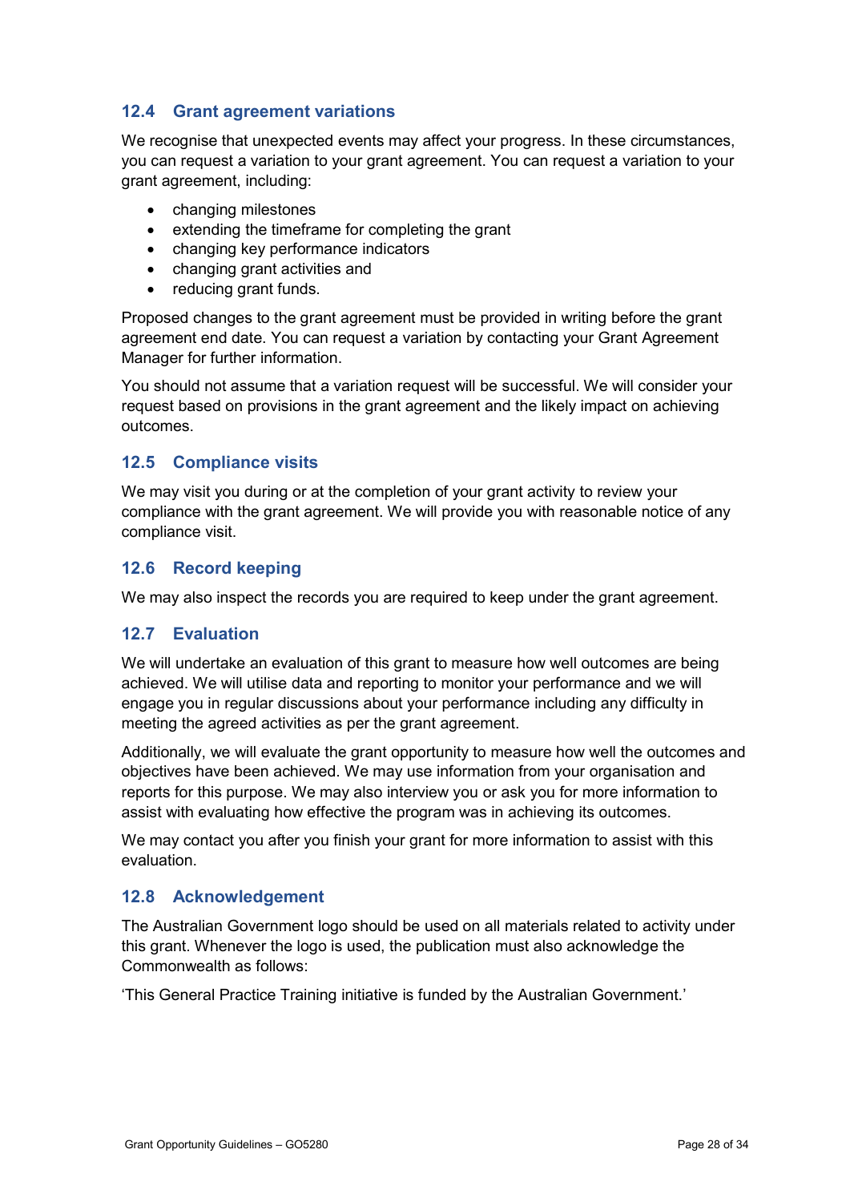### 12.4 Grant agreement variations

We recognise that unexpected events may affect your progress. In these circumstances, you can request a variation to your grant agreement. You can request a variation to your grant agreement, including:

- changing milestones
- extending the timeframe for completing the grant
- changing key performance indicators
- changing grant activities and
- reducing grant funds.

Proposed changes to the grant agreement must be provided in writing before the grant agreement end date. You can request a variation by contacting your Grant Agreement Manager for further information.

You should not assume that a variation request will be successful. We will consider your request based on provisions in the grant agreement and the likely impact on achieving outcomes.

### 12.5 Compliance visits

We may visit you during or at the completion of your grant activity to review your compliance with the grant agreement. We will provide you with reasonable notice of any compliance visit.

### 12.6 Record keeping

We may also inspect the records you are required to keep under the grant agreement.

### 12.7 Evaluation

We will undertake an evaluation of this grant to measure how well outcomes are being achieved. We will utilise data and reporting to monitor your performance and we will engage you in regular discussions about your performance including any difficulty in meeting the agreed activities as per the grant agreement.

Additionally, we will evaluate the grant opportunity to measure how well the outcomes and objectives have been achieved. We may use information from your organisation and reports for this purpose. We may also interview you or ask you for more information to assist with evaluating how effective the program was in achieving its outcomes.

We may contact you after you finish your grant for more information to assist with this evaluation.

### 12.8 Acknowledgement

The Australian Government logo should be used on all materials related to activity under this grant. Whenever the logo is used, the publication must also acknowledge the Commonwealth as follows:

'This General Practice Training initiative is funded by the Australian Government.'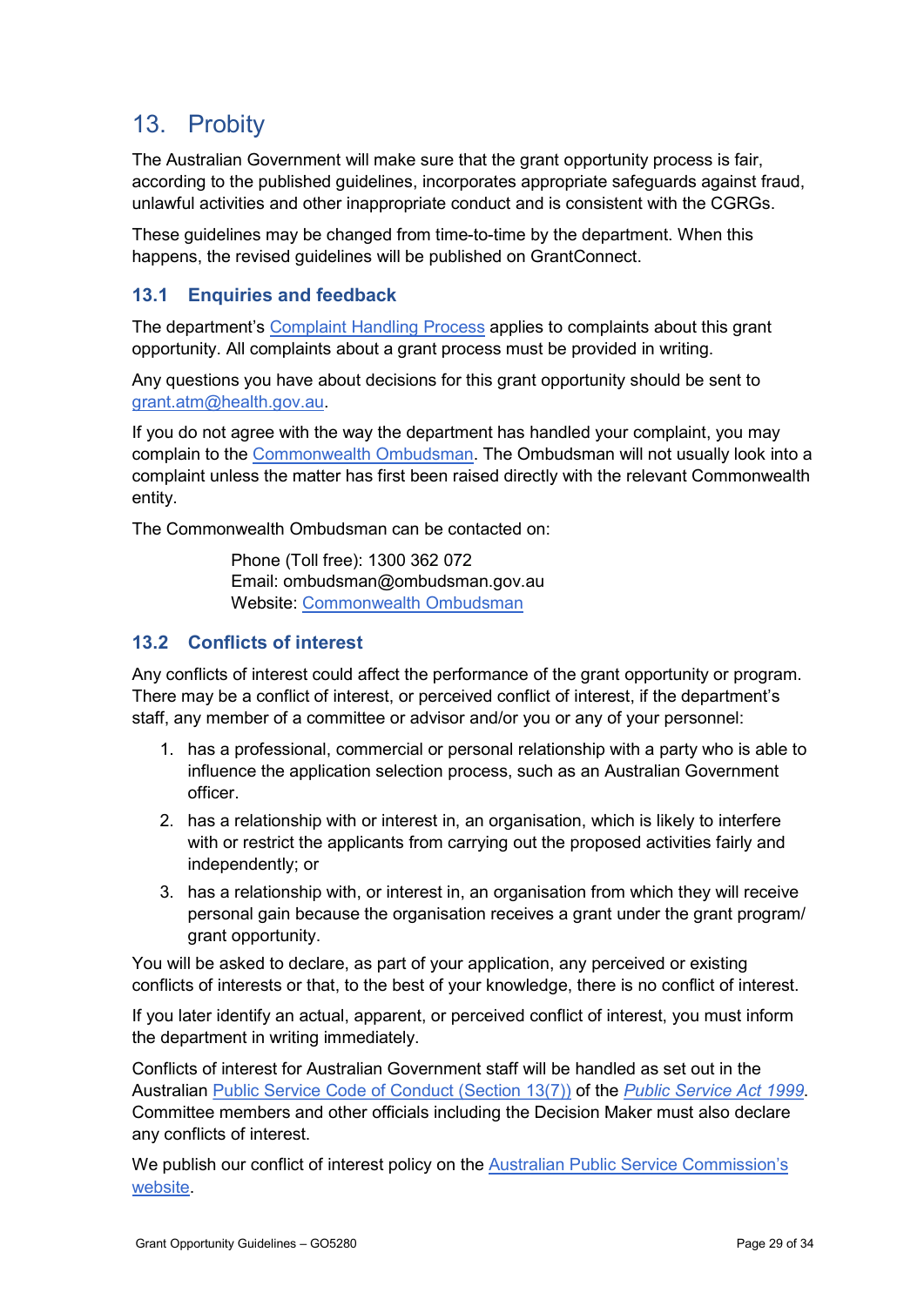## 13. Probity

The Australian Government will make sure that the grant opportunity process is fair, according to the published guidelines, incorporates appropriate safeguards against fraud, unlawful activities and other inappropriate conduct and is consistent with the CGRGs.

These guidelines may be changed from time-to-time by the department. When this happens, the revised guidelines will be published on GrantConnect.

### 13.1 Enquiries and feedback

The department's Complaint Handling Process applies to complaints about this grant opportunity. All complaints about a grant process must be provided in writing.

Any questions you have about decisions for this grant opportunity should be sent to grant.atm@health.gov.au.

If you do not agree with the way the department has handled your complaint, you may complain to the Commonwealth Ombudsman. The Ombudsman will not usually look into a complaint unless the matter has first been raised directly with the relevant Commonwealth entity.

The Commonwealth Ombudsman can be contacted on:

> Phone (Toll free): 1300 362 072
> Email: ombudsman@ombudsman.gov.au
> Website: Commonwealth Ombudsman

### 13.2 Conflicts of interest

Any conflicts of interest could affect the performance of the grant opportunity or program. There may be a conflict of interest, or perceived conflict of interest, if the department's staff, any member of a committee or advisor and/or you or any of your personnel:

1. has a professional, commercial or personal relationship with a party who is able to influence the application selection process, such as an Australian Government officer.
2. has a relationship with or interest in, an organisation, which is likely to interfere with or restrict the applicants from carrying out the proposed activities fairly and independently; or
3. has a relationship with, or interest in, an organisation from which they will receive personal gain because the organisation receives a grant under the grant program/ grant opportunity.

You will be asked to declare, as part of your application, any perceived or existing conflicts of interests or that, to the best of your knowledge, there is no conflict of interest.

If you later identify an actual, apparent, or perceived conflict of interest, you must inform the department in writing immediately.

Conflicts of interest for Australian Government staff will be handled as set out in the Australian Public Service Code of Conduct (Section 13(7)) of the *Public Service Act 1999*. Committee members and other officials including the Decision Maker must also declare any conflicts of interest.

We publish our conflict of interest policy on the Australian Public Service Commission's website.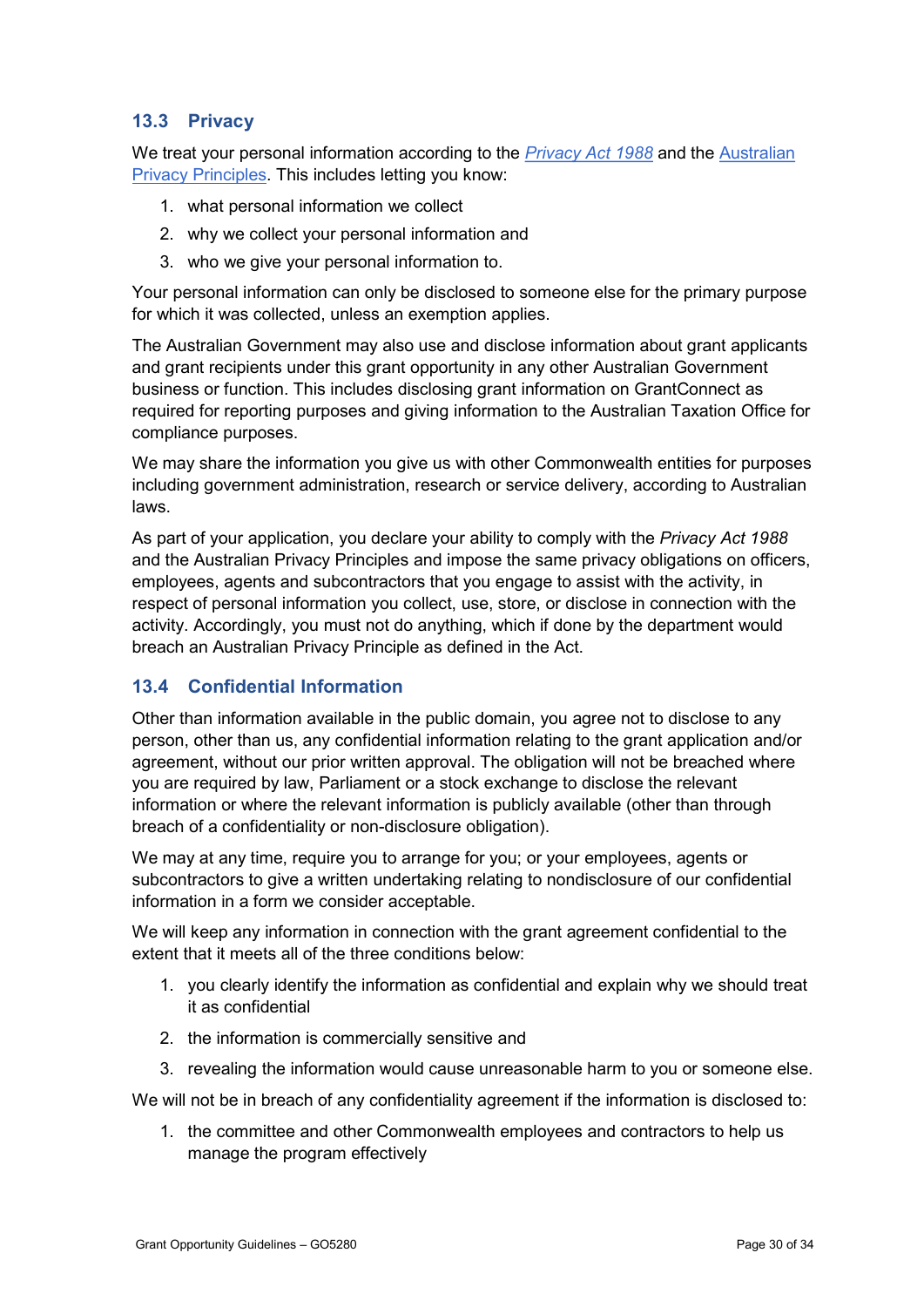### 13.3 Privacy

We treat your personal information according to the *Privacy Act 1988* and the Australian Privacy Principles. This includes letting you know:

1. what personal information we collect
2. why we collect your personal information and
3. who we give your personal information to.

Your personal information can only be disclosed to someone else for the primary purpose for which it was collected, unless an exemption applies.

The Australian Government may also use and disclose information about grant applicants and grant recipients under this grant opportunity in any other Australian Government business or function. This includes disclosing grant information on GrantConnect as required for reporting purposes and giving information to the Australian Taxation Office for compliance purposes.

We may share the information you give us with other Commonwealth entities for purposes including government administration, research or service delivery, according to Australian laws.

As part of your application, you declare your ability to comply with the *Privacy Act 1988* and the Australian Privacy Principles and impose the same privacy obligations on officers, employees, agents and subcontractors that you engage to assist with the activity, in respect of personal information you collect, use, store, or disclose in connection with the activity. Accordingly, you must not do anything, which if done by the department would breach an Australian Privacy Principle as defined in the Act.

### 13.4 Confidential Information

Other than information available in the public domain, you agree not to disclose to any person, other than us, any confidential information relating to the grant application and/or agreement, without our prior written approval. The obligation will not be breached where you are required by law, Parliament or a stock exchange to disclose the relevant information or where the relevant information is publicly available (other than through breach of a confidentiality or non-disclosure obligation).

We may at any time, require you to arrange for you; or your employees, agents or subcontractors to give a written undertaking relating to nondisclosure of our confidential information in a form we consider acceptable.

We will keep any information in connection with the grant agreement confidential to the extent that it meets all of the three conditions below:

1. you clearly identify the information as confidential and explain why we should treat it as confidential
2. the information is commercially sensitive and
3. revealing the information would cause unreasonable harm to you or someone else.

We will not be in breach of any confidentiality agreement if the information is disclosed to:

1. the committee and other Commonwealth employees and contractors to help us manage the program effectively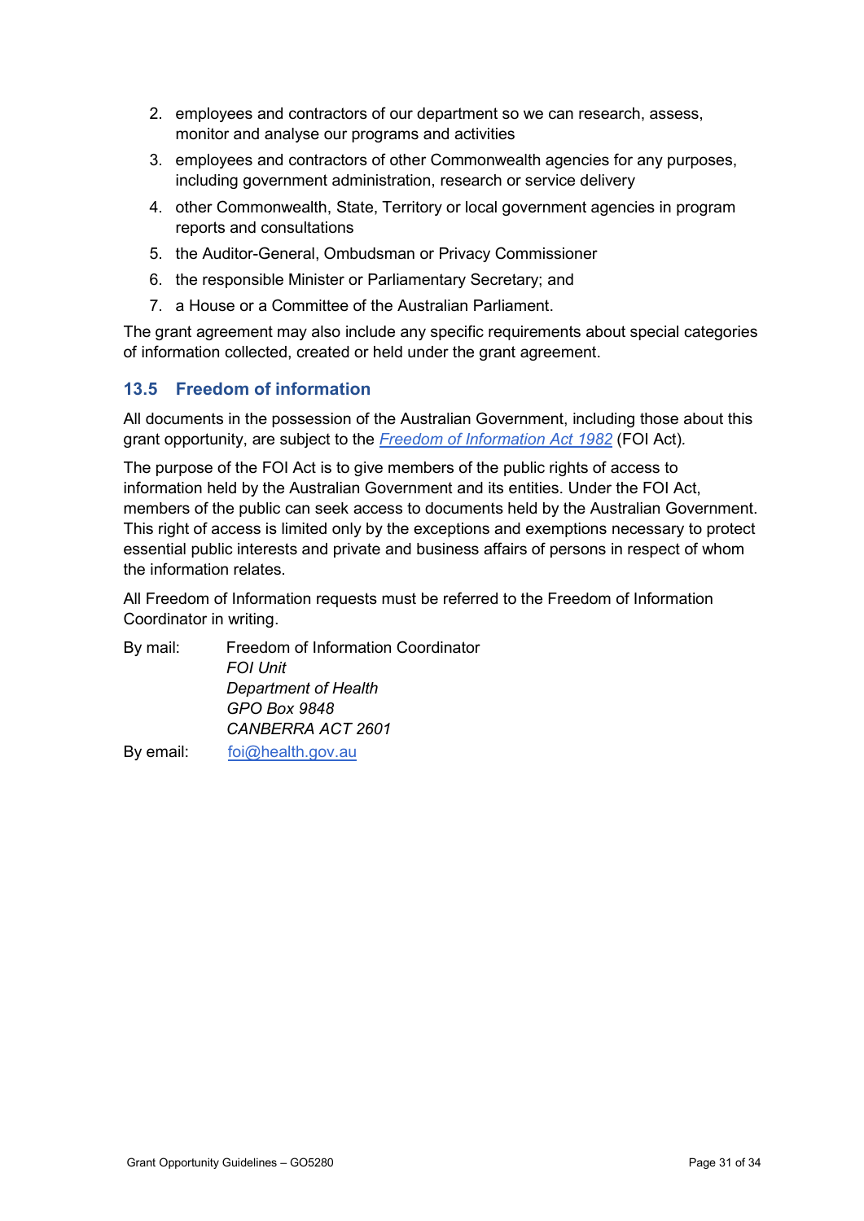2. employees and contractors of our department so we can research, assess, monitor and analyse our programs and activities
3. employees and contractors of other Commonwealth agencies for any purposes, including government administration, research or service delivery
4. other Commonwealth, State, Territory or local government agencies in program reports and consultations
5. the Auditor-General, Ombudsman or Privacy Commissioner
6. the responsible Minister or Parliamentary Secretary; and
7. a House or a Committee of the Australian Parliament.

The grant agreement may also include any specific requirements about special categories of information collected, created or held under the grant agreement.

### 13.5 Freedom of information

All documents in the possession of the Australian Government, including those about this grant opportunity, are subject to the *Freedom of Information Act 1982* (FOI Act).

The purpose of the FOI Act is to give members of the public rights of access to information held by the Australian Government and its entities. Under the FOI Act, members of the public can seek access to documents held by the Australian Government. This right of access is limited only by the exceptions and exemptions necessary to protect essential public interests and private and business affairs of persons in respect of whom the information relates.

All Freedom of Information requests must be referred to the Freedom of Information Coordinator in writing.

By mail: Freedom of Information Coordinator
*FOI Unit*
*Department of Health*
*GPO Box 9848*
*CANBERRA ACT 2601*

By email: foi@health.gov.au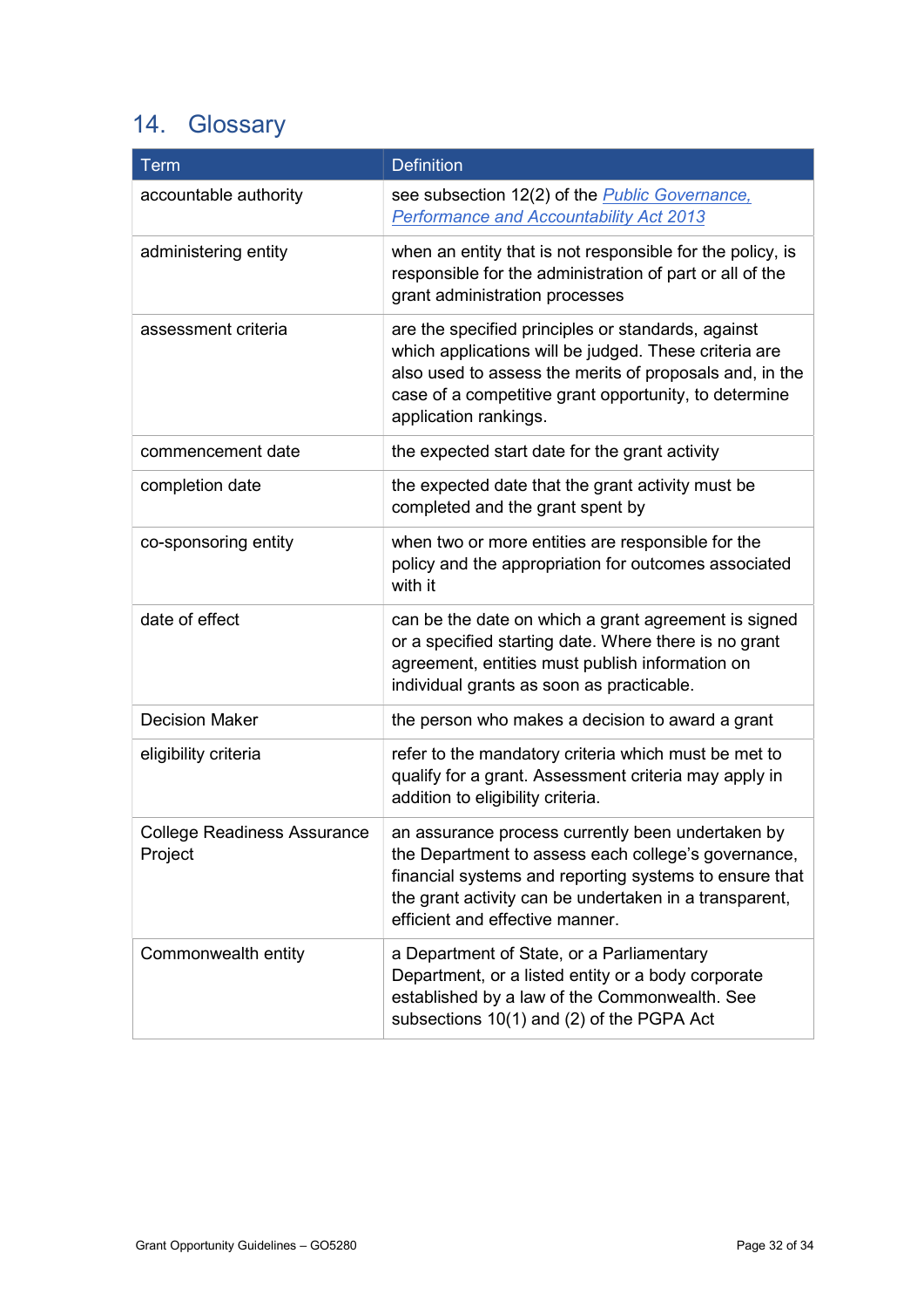## 14. Glossary

| Term | Definition |
|---|---|
| accountable authority | see subsection 12(2) of the *[Public Governance, Performance and Accountability Act 2013](https://www.legislation.gov.au/)* |
| administering entity | when an entity that is not responsible for the policy, is responsible for the administration of part or all of the grant administration processes |
| assessment criteria | are the specified principles or standards, against which applications will be judged. These criteria are also used to assess the merits of proposals and, in the case of a competitive grant opportunity, to determine application rankings. |
| commencement date | the expected start date for the grant activity |
| completion date | the expected date that the grant activity must be completed and the grant spent by |
| co-sponsoring entity | when two or more entities are responsible for the policy and the appropriation for outcomes associated with it |
| date of effect | can be the date on which a grant agreement is signed or a specified starting date. Where there is no grant agreement, entities must publish information on individual grants as soon as practicable. |
| Decision Maker | the person who makes a decision to award a grant |
| eligibility criteria | refer to the mandatory criteria which must be met to qualify for a grant. Assessment criteria may apply in addition to eligibility criteria. |
| College Readiness Assurance Project | an assurance process currently been undertaken by the Department to assess each college's governance, financial systems and reporting systems to ensure that the grant activity can be undertaken in a transparent, efficient and effective manner. |
| Commonwealth entity | a Department of State, or a Parliamentary Department, or a listed entity or a body corporate established by a law of the Commonwealth. See subsections 10(1) and (2) of the PGPA Act |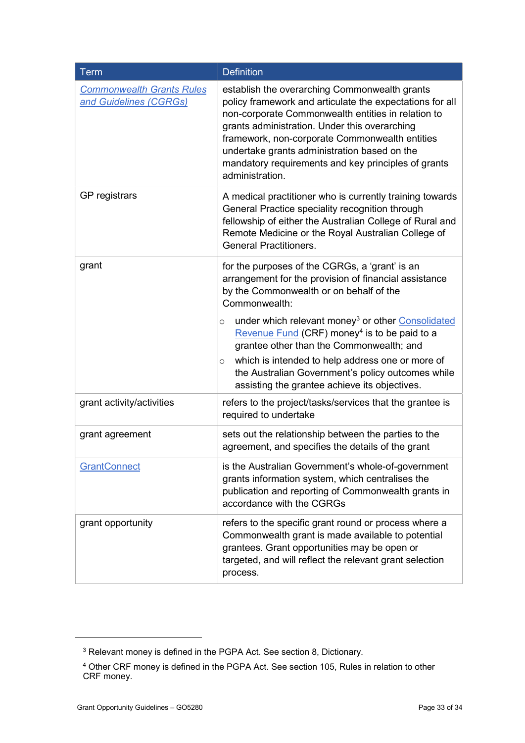| Term | Definition |
| --- | --- |
| Commonwealth Grants Rules and Guidelines (CGRGs) | establish the overarching Commonwealth grants policy framework and articulate the expectations for all non-corporate Commonwealth entities in relation to grants administration. Under this overarching framework, non-corporate Commonwealth entities undertake grants administration based on the mandatory requirements and key principles of grants administration. |
| GP registrars | A medical practitioner who is currently training towards General Practice speciality recognition through fellowship of either the Australian College of Rural and Remote Medicine or the Royal Australian College of General Practitioners. |
| grant | for the purposes of the CGRGs, a 'grant' is an arrangement for the provision of financial assistance by the Commonwealth or on behalf of the Commonwealth:<br>◦ under which relevant money[3] or other Consolidated Revenue Fund (CRF) money[4] is to be paid to a grantee other than the Commonwealth; and<br>◦ which is intended to help address one or more of the Australian Government's policy outcomes while assisting the grantee achieve its objectives. |
| grant activity/activities | refers to the project/tasks/services that the grantee is required to undertake |
| grant agreement | sets out the relationship between the parties to the agreement, and specifies the details of the grant |
| GrantConnect | is the Australian Government's whole-of-government grants information system, which centralises the publication and reporting of Commonwealth grants in accordance with the CGRGs |
| grant opportunity | refers to the specific grant round or process where a Commonwealth grant is made available to potential grantees. Grant opportunities may be open or targeted, and will reflect the relevant grant selection process. |

---

[3] Relevant money is defined in the PGPA Act. See section 8, Dictionary.

[4] Other CRF money is defined in the PGPA Act. See section 105, Rules in relation to other CRF money.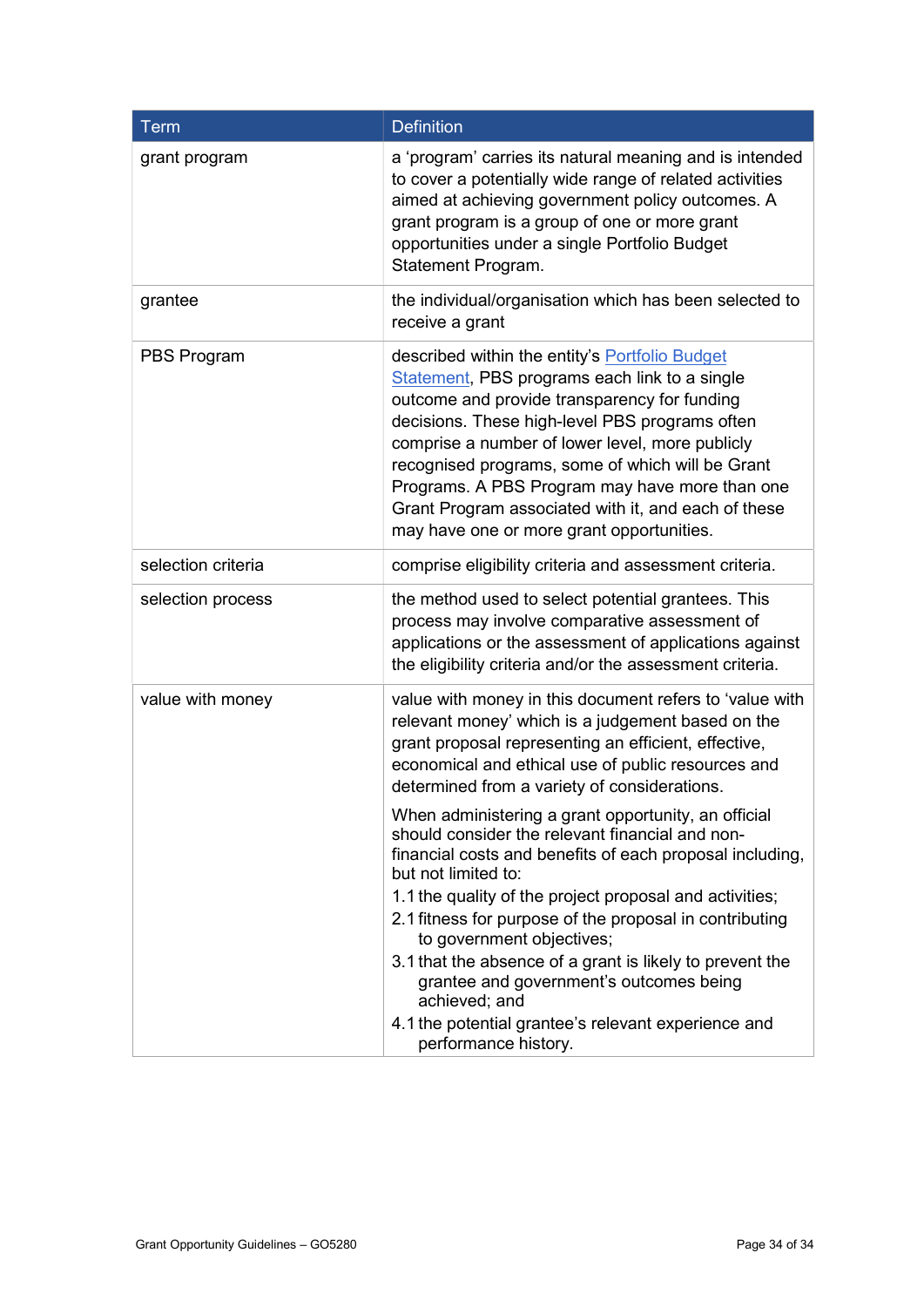| Term | Definition |
|---|---|
| grant program | a 'program' carries its natural meaning and is intended to cover a potentially wide range of related activities aimed at achieving government policy outcomes. A grant program is a group of one or more grant opportunities under a single Portfolio Budget Statement Program. |
| grantee | the individual/organisation which has been selected to receive a grant |
| PBS Program | described within the entity's [Portfolio Budget Statement](), PBS programs each link to a single outcome and provide transparency for funding decisions. These high-level PBS programs often comprise a number of lower level, more publicly recognised programs, some of which will be Grant Programs. A PBS Program may have more than one Grant Program associated with it, and each of these may have one or more grant opportunities. |
| selection criteria | comprise eligibility criteria and assessment criteria. |
| selection process | the method used to select potential grantees. This process may involve comparative assessment of applications or the assessment of applications against the eligibility criteria and/or the assessment criteria. |
| value with money | value with money in this document refers to 'value with relevant money' which is a judgement based on the grant proposal representing an efficient, effective, economical and ethical use of public resources and determined from a variety of considerations.<br><br>When administering a grant opportunity, an official should consider the relevant financial and non-financial costs and benefits of each proposal including, but not limited to:<br>1.1 the quality of the project proposal and activities;<br>2.1 fitness for purpose of the proposal in contributing to government objectives;<br>3.1 that the absence of a grant is likely to prevent the grantee and government's outcomes being achieved; and<br>4.1 the potential grantee's relevant experience and performance history. |